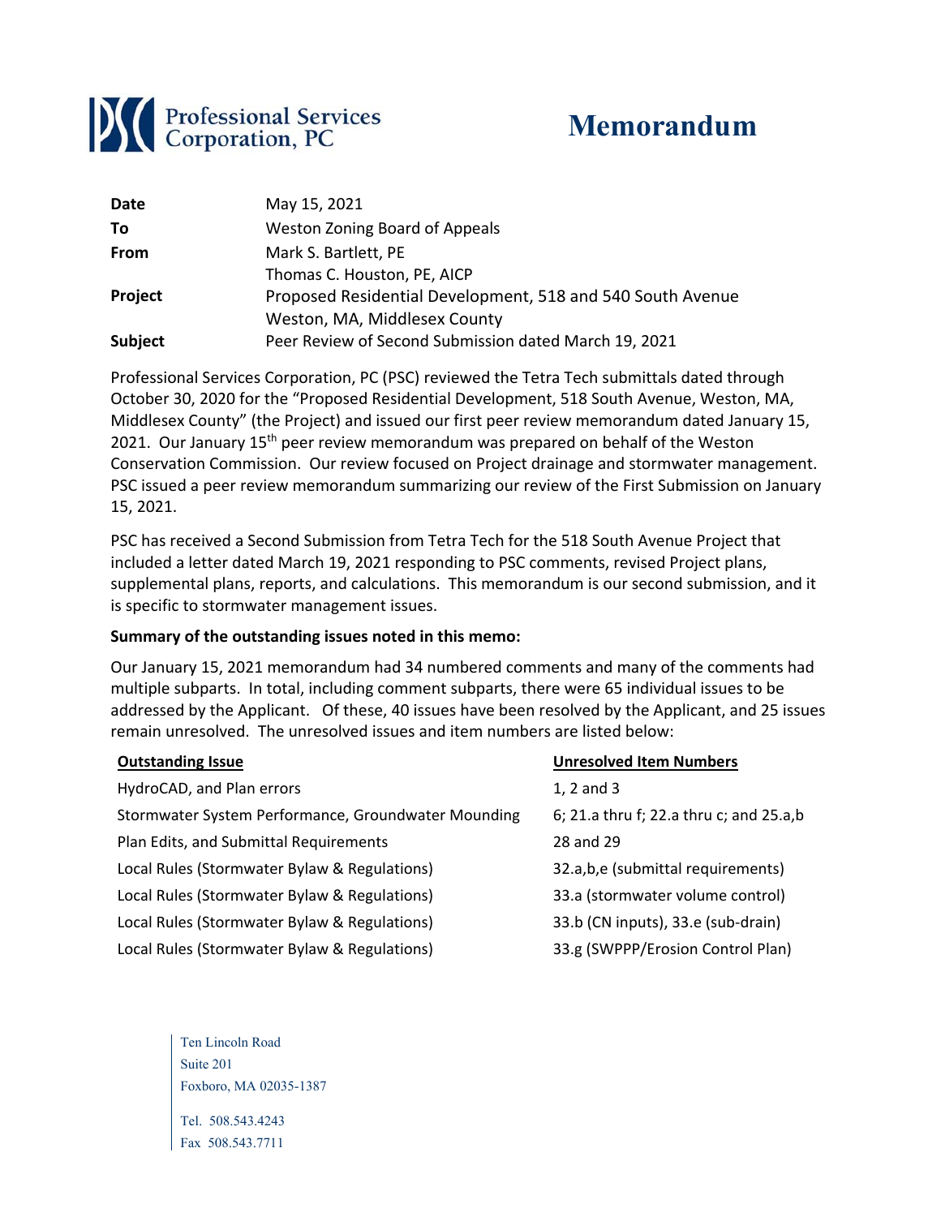# Memorandum

Professional Services Corporation, PC

| | |
|---|---|
| **Date** | May 15, 2021 |
| **To** | Weston Zoning Board of Appeals |
| **From** | Mark S. Bartlett, PE<br>Thomas C. Houston, PE, AICP |
| **Project** | Proposed Residential Development, 518 and 540 South Avenue<br>Weston, MA, Middlesex County |
| **Subject** | Peer Review of Second Submission dated March 19, 2021 |

Professional Services Corporation, PC (PSC) reviewed the Tetra Tech submittals dated through October 30, 2020 for the "Proposed Residential Development, 518 South Avenue, Weston, MA, Middlesex County" (the Project) and issued our first peer review memorandum dated January 15, 2021. Our January 15th peer review memorandum was prepared on behalf of the Weston Conservation Commission. Our review focused on Project drainage and stormwater management. PSC issued a peer review memorandum summarizing our review of the First Submission on January 15, 2021.

PSC has received a Second Submission from Tetra Tech for the 518 South Avenue Project that included a letter dated March 19, 2021 responding to PSC comments, revised Project plans, supplemental plans, reports, and calculations. This memorandum is our second submission, and it is specific to stormwater management issues.

**Summary of the outstanding issues noted in this memo:**

Our January 15, 2021 memorandum had 34 numbered comments and many of the comments had multiple subparts. In total, including comment subparts, there were 65 individual issues to be addressed by the Applicant. Of these, 40 issues have been resolved by the Applicant, and 25 issues remain unresolved. The unresolved issues and item numbers are listed below:

| Outstanding Issue | Unresolved Item Numbers |
|---|---|
| HydroCAD, and Plan errors | 1, 2 and 3 |
| Stormwater System Performance, Groundwater Mounding | 6; 21.a thru f; 22.a thru c; and 25.a,b |
| Plan Edits, and Submittal Requirements | 28 and 29 |
| Local Rules (Stormwater Bylaw & Regulations) | 32.a,b,e (submittal requirements) |
| Local Rules (Stormwater Bylaw & Regulations) | 33.a (stormwater volume control) |
| Local Rules (Stormwater Bylaw & Regulations) | 33.b (CN inputs), 33.e (sub-drain) |
| Local Rules (Stormwater Bylaw & Regulations) | 33.g (SWPPP/Erosion Control Plan) |

Ten Lincoln Road
Suite 201
Foxboro, MA 02035-1387

Tel. 508.543.4243
Fax 508.543.7711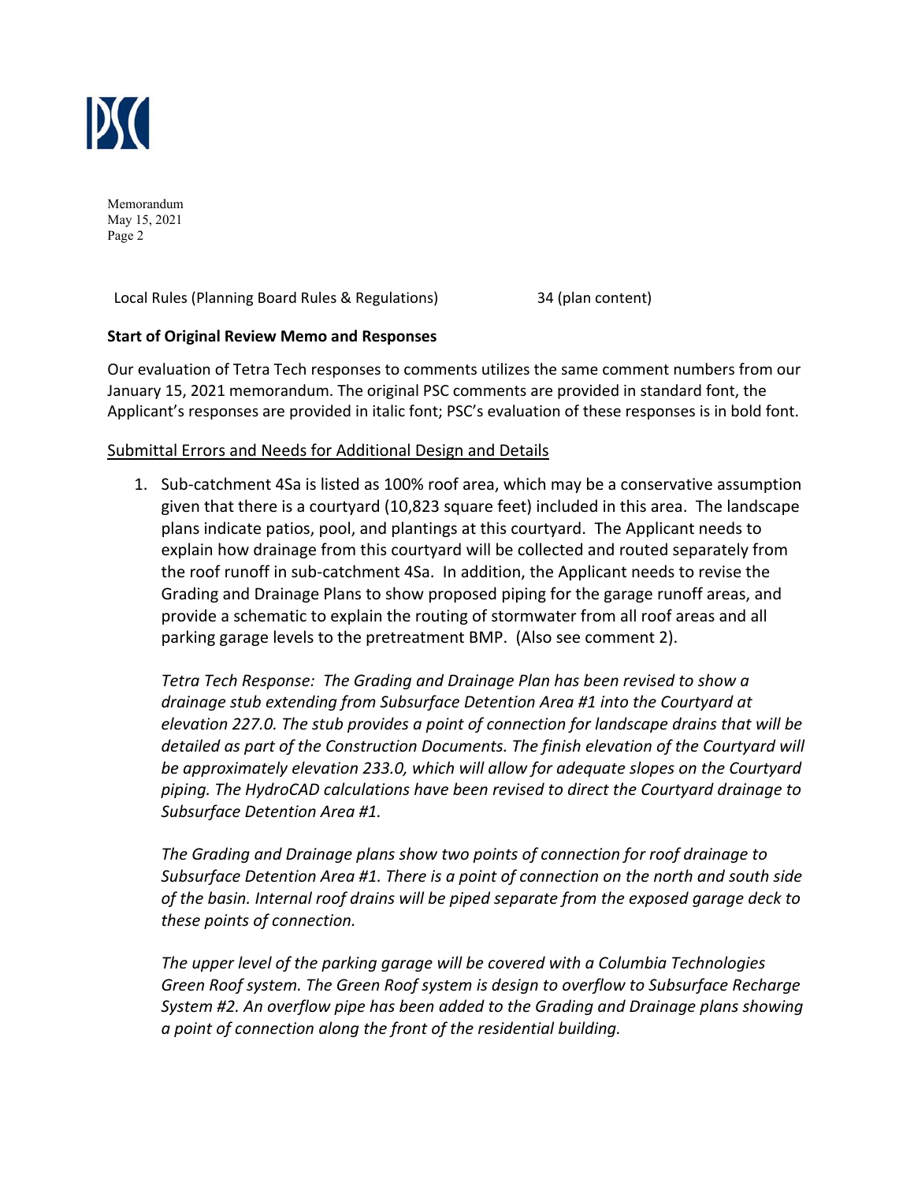Local Rules (Planning Board Rules & Regulations) 34 (plan content)

**Start of Original Review Memo and Responses**

Our evaluation of Tetra Tech responses to comments utilizes the same comment numbers from our January 15, 2021 memorandum. The original PSC comments are provided in standard font, the Applicant's responses are provided in italic font; PSC's evaluation of these responses is in bold font.

Submittal Errors and Needs for Additional Design and Details

1. Sub-catchment 4Sa is listed as 100% roof area, which may be a conservative assumption given that there is a courtyard (10,823 square feet) included in this area. The landscape plans indicate patios, pool, and plantings at this courtyard. The Applicant needs to explain how drainage from this courtyard will be collected and routed separately from the roof runoff in sub-catchment 4Sa. In addition, the Applicant needs to revise the Grading and Drainage Plans to show proposed piping for the garage runoff areas, and provide a schematic to explain the routing of stormwater from all roof areas and all parking garage levels to the pretreatment BMP. (Also see comment 2).

   *Tetra Tech Response: The Grading and Drainage Plan has been revised to show a drainage stub extending from Subsurface Detention Area #1 into the Courtyard at elevation 227.0. The stub provides a point of connection for landscape drains that will be detailed as part of the Construction Documents. The finish elevation of the Courtyard will be approximately elevation 233.0, which will allow for adequate slopes on the Courtyard piping. The HydroCAD calculations have been revised to direct the Courtyard drainage to Subsurface Detention Area #1.*

   *The Grading and Drainage plans show two points of connection for roof drainage to Subsurface Detention Area #1. There is a point of connection on the north and south side of the basin. Internal roof drains will be piped separate from the exposed garage deck to these points of connection.*

   *The upper level of the parking garage will be covered with a Columbia Technologies Green Roof system. The Green Roof system is design to overflow to Subsurface Recharge System #2. An overflow pipe has been added to the Grading and Drainage plans showing a point of connection along the front of the residential building.*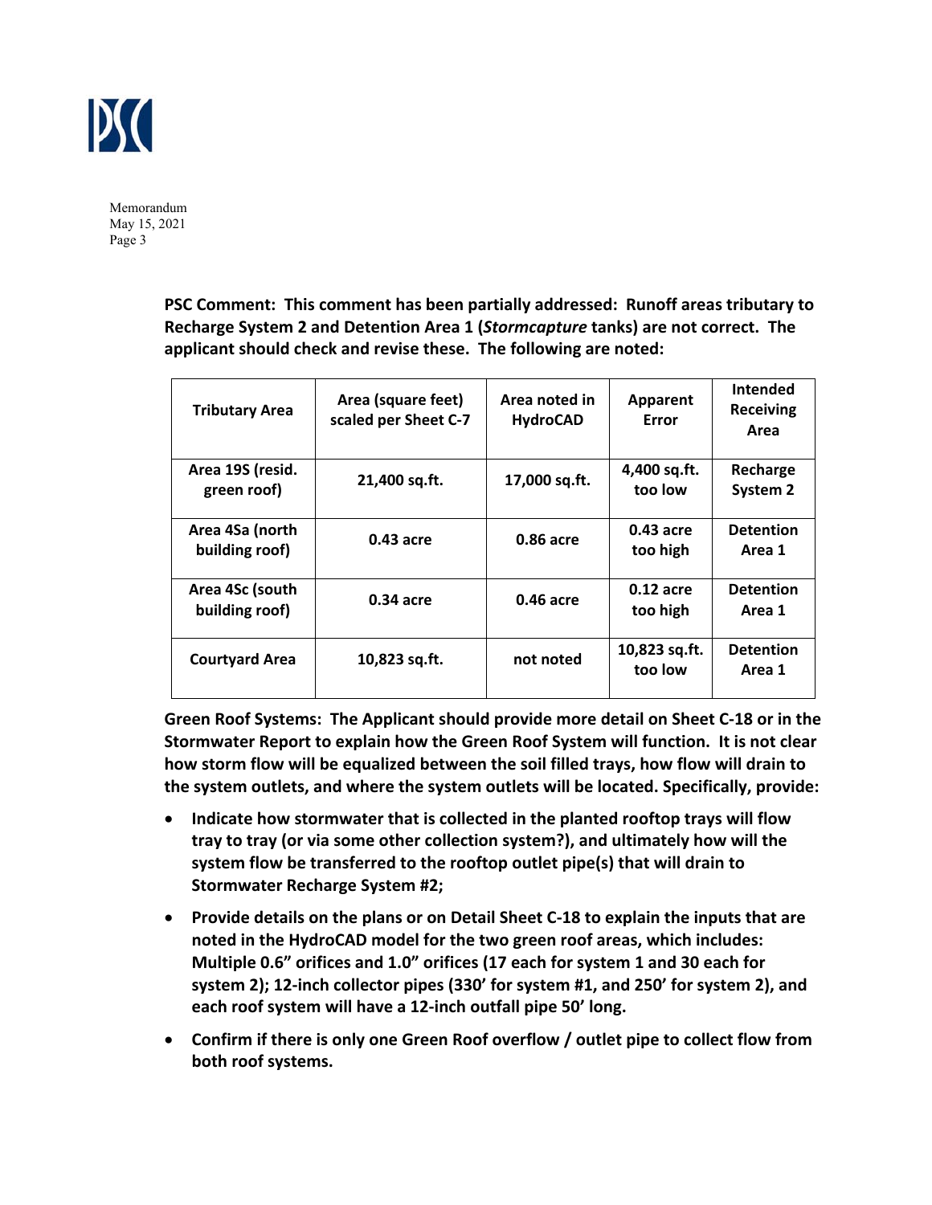**PSC Comment: This comment has been partially addressed: Runoff areas tributary to Recharge System 2 and Detention Area 1 (*Stormcapture* tanks) are not correct. The applicant should check and revise these. The following are noted:**

| Tributary Area | Area (square feet) scaled per Sheet C-7 | Area noted in HydroCAD | Apparent Error | Intended Receiving Area |
|---|---|---|---|---|
| Area 19S (resid. green roof) | 21,400 sq.ft. | 17,000 sq.ft. | 4,400 sq.ft. too low | Recharge System 2 |
| Area 4Sa (north building roof) | 0.43 acre | 0.86 acre | 0.43 acre too high | Detention Area 1 |
| Area 4Sc (south building roof) | 0.34 acre | 0.46 acre | 0.12 acre too high | Detention Area 1 |
| Courtyard Area | 10,823 sq.ft. | not noted | 10,823 sq.ft. too low | Detention Area 1 |

**Green Roof Systems: The Applicant should provide more detail on Sheet C-18 or in the Stormwater Report to explain how the Green Roof System will function. It is not clear how storm flow will be equalized between the soil filled trays, how flow will drain to the system outlets, and where the system outlets will be located. Specifically, provide:**

- **Indicate how stormwater that is collected in the planted rooftop trays will flow tray to tray (or via some other collection system?), and ultimately how will the system flow be transferred to the rooftop outlet pipe(s) that will drain to Stormwater Recharge System #2;**
- **Provide details on the plans or on Detail Sheet C-18 to explain the inputs that are noted in the HydroCAD model for the two green roof areas, which includes: Multiple 0.6" orifices and 1.0" orifices (17 each for system 1 and 30 each for system 2); 12-inch collector pipes (330' for system #1, and 250' for system 2), and each roof system will have a 12-inch outfall pipe 50' long.**
- **Confirm if there is only one Green Roof overflow / outlet pipe to collect flow from both roof systems.**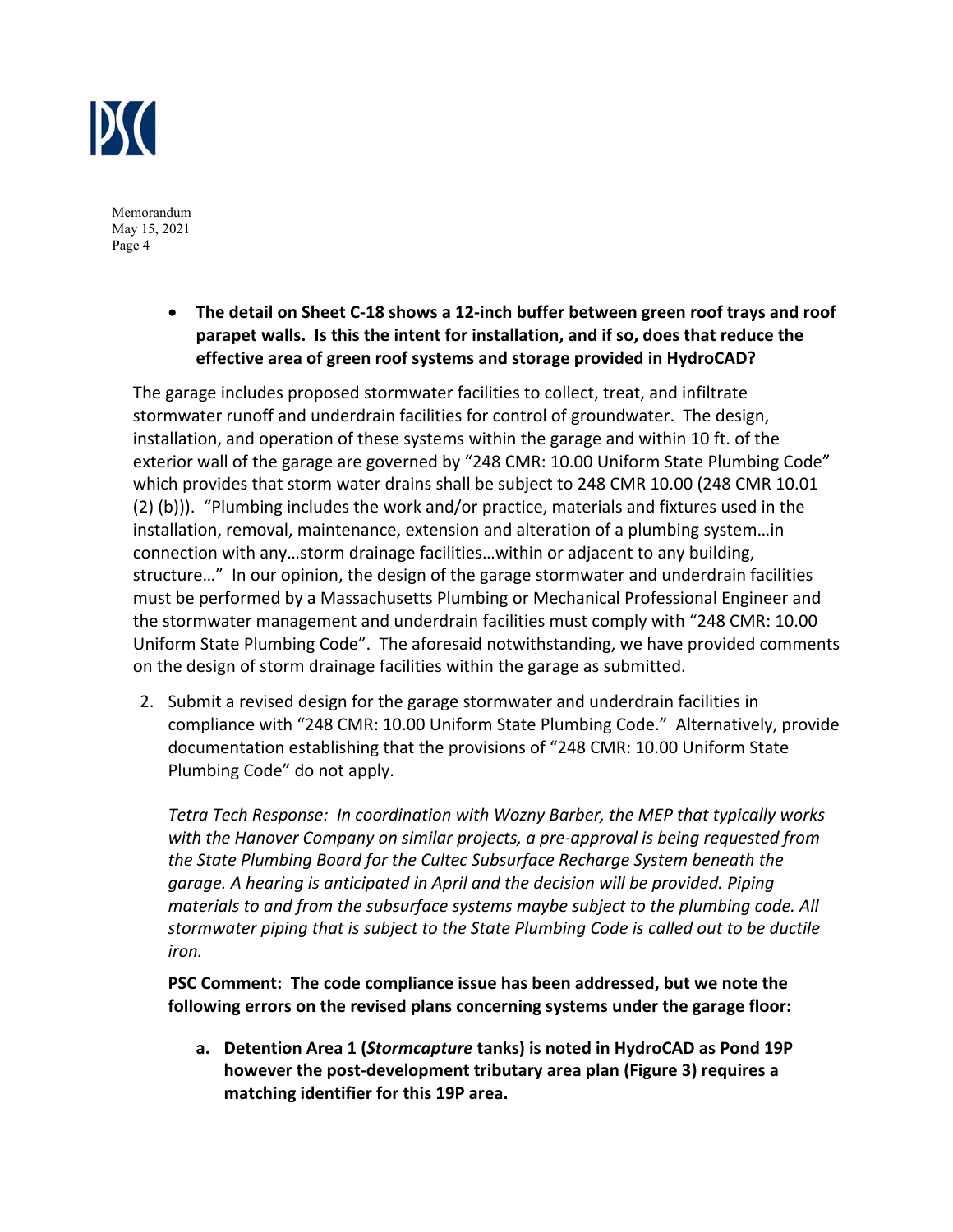- **The detail on Sheet C-18 shows a 12-inch buffer between green roof trays and roof parapet walls. Is this the intent for installation, and if so, does that reduce the effective area of green roof systems and storage provided in HydroCAD?**

The garage includes proposed stormwater facilities to collect, treat, and infiltrate stormwater runoff and underdrain facilities for control of groundwater. The design, installation, and operation of these systems within the garage and within 10 ft. of the exterior wall of the garage are governed by "248 CMR: 10.00 Uniform State Plumbing Code" which provides that storm water drains shall be subject to 248 CMR 10.00 (248 CMR 10.01 (2) (b))). "Plumbing includes the work and/or practice, materials and fixtures used in the installation, removal, maintenance, extension and alteration of a plumbing system…in connection with any…storm drainage facilities…within or adjacent to any building, structure…" In our opinion, the design of the garage stormwater and underdrain facilities must be performed by a Massachusetts Plumbing or Mechanical Professional Engineer and the stormwater management and underdrain facilities must comply with "248 CMR: 10.00 Uniform State Plumbing Code". The aforesaid notwithstanding, we have provided comments on the design of storm drainage facilities within the garage as submitted.

2. Submit a revised design for the garage stormwater and underdrain facilities in compliance with "248 CMR: 10.00 Uniform State Plumbing Code." Alternatively, provide documentation establishing that the provisions of "248 CMR: 10.00 Uniform State Plumbing Code" do not apply.

   *Tetra Tech Response: In coordination with Wozny Barber, the MEP that typically works with the Hanover Company on similar projects, a pre-approval is being requested from the State Plumbing Board for the Cultec Subsurface Recharge System beneath the garage. A hearing is anticipated in April and the decision will be provided. Piping materials to and from the subsurface systems maybe subject to the plumbing code. All stormwater piping that is subject to the State Plumbing Code is called out to be ductile iron.*

   **PSC Comment: The code compliance issue has been addressed, but we note the following errors on the revised plans concerning systems under the garage floor:**

   a. **Detention Area 1 (*Stormcapture* tanks) is noted in HydroCAD as Pond 19P however the post-development tributary area plan (Figure 3) requires a matching identifier for this 19P area.**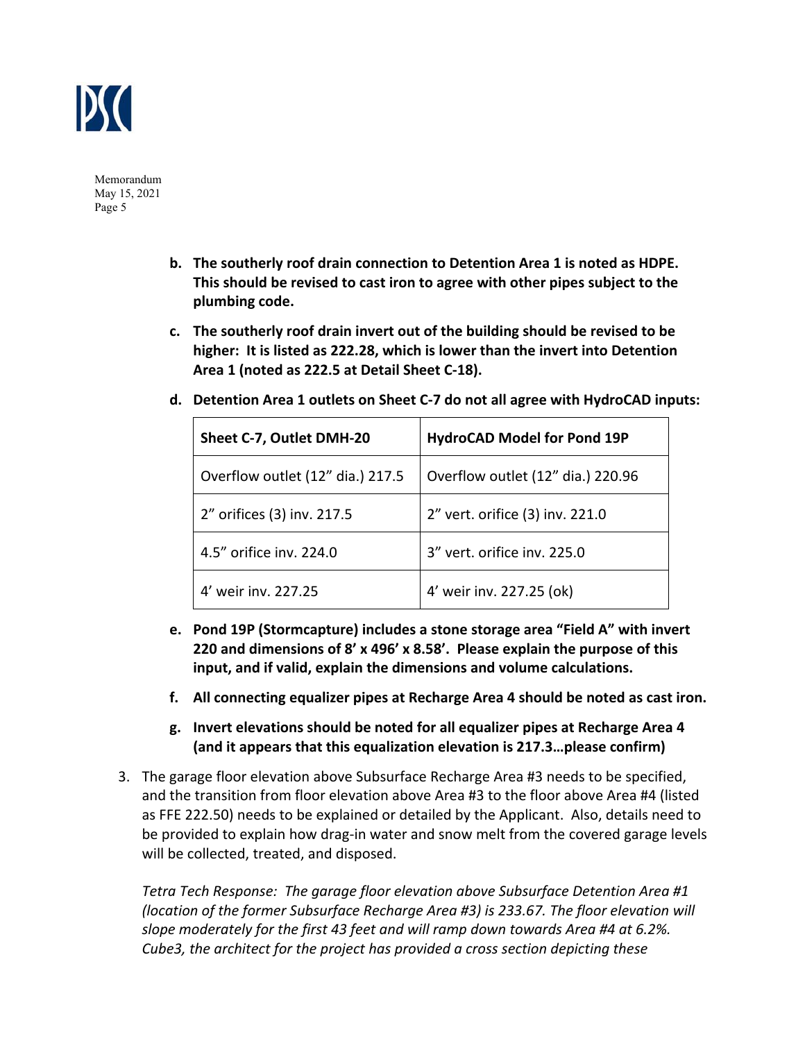b. **The southerly roof drain connection to Detention Area 1 is noted as HDPE. This should be revised to cast iron to agree with other pipes subject to the plumbing code.**

c. **The southerly roof drain invert out of the building should be revised to be higher: It is listed as 222.28, which is lower than the invert into Detention Area 1 (noted as 222.5 at Detail Sheet C-18).**

d. **Detention Area 1 outlets on Sheet C-7 do not all agree with HydroCAD inputs:**

| Sheet C-7, Outlet DMH-20 | HydroCAD Model for Pond 19P |
|---|---|
| Overflow outlet (12” dia.) 217.5 | Overflow outlet (12” dia.) 220.96 |
| 2” orifices (3) inv. 217.5 | 2” vert. orifice (3) inv. 221.0 |
| 4.5” orifice inv. 224.0 | 3” vert. orifice inv. 225.0 |
| 4’ weir inv. 227.25 | 4’ weir inv. 227.25 (ok) |

e. **Pond 19P (Stormcapture) includes a stone storage area “Field A” with invert 220 and dimensions of 8’ x 496’ x 8.58’. Please explain the purpose of this input, and if valid, explain the dimensions and volume calculations.**

f. **All connecting equalizer pipes at Recharge Area 4 should be noted as cast iron.**

g. **Invert elevations should be noted for all equalizer pipes at Recharge Area 4 (and it appears that this equalization elevation is 217.3…please confirm)**

3. The garage floor elevation above Subsurface Recharge Area #3 needs to be specified, and the transition from floor elevation above Area #3 to the floor above Area #4 (listed as FFE 222.50) needs to be explained or detailed by the Applicant. Also, details need to be provided to explain how drag-in water and snow melt from the covered garage levels will be collected, treated, and disposed.

   *Tetra Tech Response: The garage floor elevation above Subsurface Detention Area #1 (location of the former Subsurface Recharge Area #3) is 233.67. The floor elevation will slope moderately for the first 43 feet and will ramp down towards Area #4 at 6.2%. Cube3, the architect for the project has provided a cross section depicting these*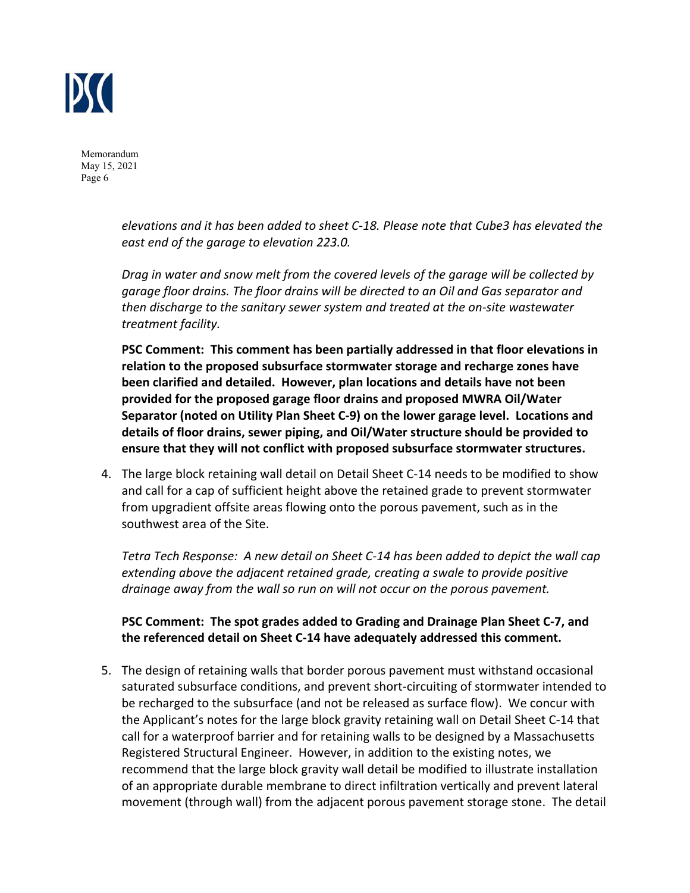*elevations and it has been added to sheet C-18. Please note that Cube3 has elevated the east end of the garage to elevation 223.0.*

*Drag in water and snow melt from the covered levels of the garage will be collected by garage floor drains. The floor drains will be directed to an Oil and Gas separator and then discharge to the sanitary sewer system and treated at the on-site wastewater treatment facility.*

**PSC Comment: This comment has been partially addressed in that floor elevations in relation to the proposed subsurface stormwater storage and recharge zones have been clarified and detailed. However, plan locations and details have not been provided for the proposed garage floor drains and proposed MWRA Oil/Water Separator (noted on Utility Plan Sheet C-9) on the lower garage level. Locations and details of floor drains, sewer piping, and Oil/Water structure should be provided to ensure that they will not conflict with proposed subsurface stormwater structures.**

4. The large block retaining wall detail on Detail Sheet C-14 needs to be modified to show and call for a cap of sufficient height above the retained grade to prevent stormwater from upgradient offsite areas flowing onto the porous pavement, such as in the southwest area of the Site.

   *Tetra Tech Response: A new detail on Sheet C-14 has been added to depict the wall cap extending above the adjacent retained grade, creating a swale to provide positive drainage away from the wall so run on will not occur on the porous pavement.*

   **PSC Comment: The spot grades added to Grading and Drainage Plan Sheet C-7, and the referenced detail on Sheet C-14 have adequately addressed this comment.**

5. The design of retaining walls that border porous pavement must withstand occasional saturated subsurface conditions, and prevent short-circuiting of stormwater intended to be recharged to the subsurface (and not be released as surface flow). We concur with the Applicant's notes for the large block gravity retaining wall on Detail Sheet C-14 that call for a waterproof barrier and for retaining walls to be designed by a Massachusetts Registered Structural Engineer. However, in addition to the existing notes, we recommend that the large block gravity wall detail be modified to illustrate installation of an appropriate durable membrane to direct infiltration vertically and prevent lateral movement (through wall) from the adjacent porous pavement storage stone. The detail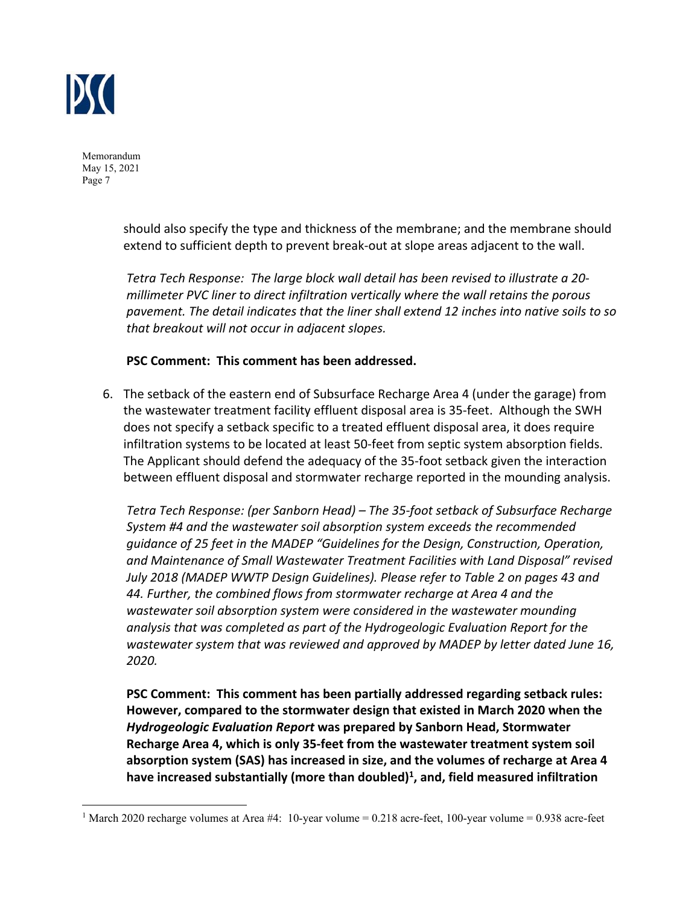should also specify the type and thickness of the membrane; and the membrane should extend to sufficient depth to prevent break-out at slope areas adjacent to the wall.

*Tetra Tech Response: The large block wall detail has been revised to illustrate a 20-millimeter PVC liner to direct infiltration vertically where the wall retains the porous pavement. The detail indicates that the liner shall extend 12 inches into native soils to so that breakout will not occur in adjacent slopes.*

**PSC Comment: This comment has been addressed.**

6. The setback of the eastern end of Subsurface Recharge Area 4 (under the garage) from the wastewater treatment facility effluent disposal area is 35-feet. Although the SWH does not specify a setback specific to a treated effluent disposal area, it does require infiltration systems to be located at least 50-feet from septic system absorption fields. The Applicant should defend the adequacy of the 35-foot setback given the interaction between effluent disposal and stormwater recharge reported in the mounding analysis.

   *Tetra Tech Response: (per Sanborn Head) – The 35-foot setback of Subsurface Recharge System #4 and the wastewater soil absorption system exceeds the recommended guidance of 25 feet in the MADEP "Guidelines for the Design, Construction, Operation, and Maintenance of Small Wastewater Treatment Facilities with Land Disposal" revised July 2018 (MADEP WWTP Design Guidelines). Please refer to Table 2 on pages 43 and 44. Further, the combined flows from stormwater recharge at Area 4 and the wastewater soil absorption system were considered in the wastewater mounding analysis that was completed as part of the Hydrogeologic Evaluation Report for the wastewater system that was reviewed and approved by MADEP by letter dated June 16, 2020.*

   **PSC Comment: This comment has been partially addressed regarding setback rules: However, compared to the stormwater design that existed in March 2020 when the *Hydrogeologic Evaluation Report* was prepared by Sanborn Head, Stormwater Recharge Area 4, which is only 35-feet from the wastewater treatment system soil absorption system (SAS) has increased in size, and the volumes of recharge at Area 4 have increased substantially (more than doubled)[1], and, field measured infiltration**

---

[1] March 2020 recharge volumes at Area #4: 10-year volume = 0.218 acre-feet, 100-year volume = 0.938 acre-feet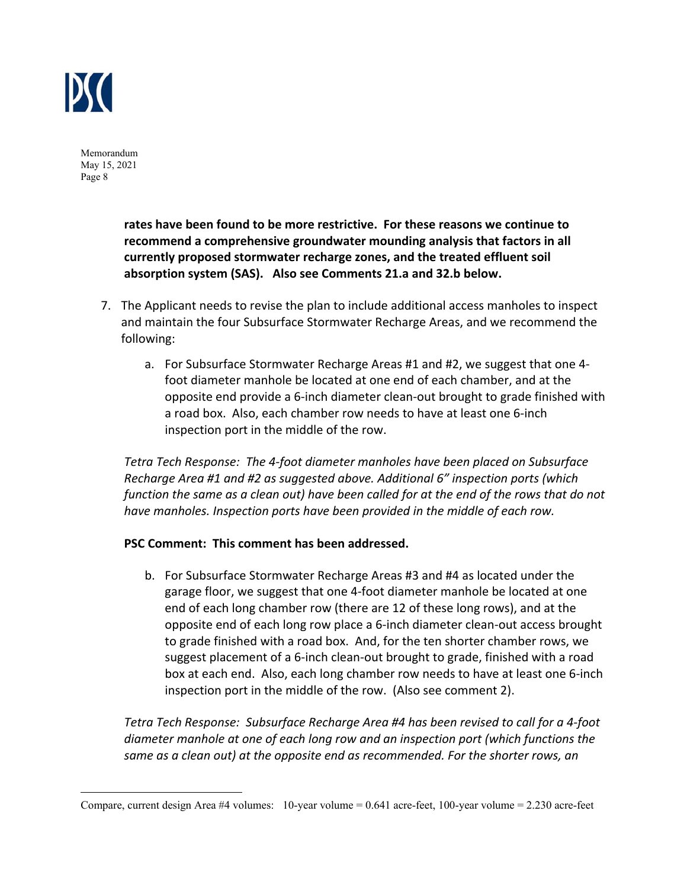**rates have been found to be more restrictive. For these reasons we continue to recommend a comprehensive groundwater mounding analysis that factors in all currently proposed stormwater recharge zones, and the treated effluent soil absorption system (SAS). Also see Comments 21.a and 32.b below.**

7. The Applicant needs to revise the plan to include additional access manholes to inspect and maintain the four Subsurface Stormwater Recharge Areas, and we recommend the following:

    a. For Subsurface Stormwater Recharge Areas #1 and #2, we suggest that one 4-foot diameter manhole be located at one end of each chamber, and at the opposite end provide a 6-inch diameter clean-out brought to grade finished with a road box. Also, each chamber row needs to have at least one 6-inch inspection port in the middle of the row.

*Tetra Tech Response: The 4-foot diameter manholes have been placed on Subsurface Recharge Area #1 and #2 as suggested above. Additional 6" inspection ports (which function the same as a clean out) have been called for at the end of the rows that do not have manholes. Inspection ports have been provided in the middle of each row.*

**PSC Comment: This comment has been addressed.**

    b. For Subsurface Stormwater Recharge Areas #3 and #4 as located under the garage floor, we suggest that one 4-foot diameter manhole be located at one end of each long chamber row (there are 12 of these long rows), and at the opposite end of each long row place a 6-inch diameter clean-out access brought to grade finished with a road box. And, for the ten shorter chamber rows, we suggest placement of a 6-inch clean-out brought to grade, finished with a road box at each end. Also, each long chamber row needs to have at least one 6-inch inspection port in the middle of the row. (Also see comment 2).

*Tetra Tech Response: Subsurface Recharge Area #4 has been revised to call for a 4-foot diameter manhole at one of each long row and an inspection port (which functions the same as a clean out) at the opposite end as recommended. For the shorter rows, an*

---

Compare, current design Area #4 volumes: 10-year volume = 0.641 acre-feet, 100-year volume = 2.230 acre-feet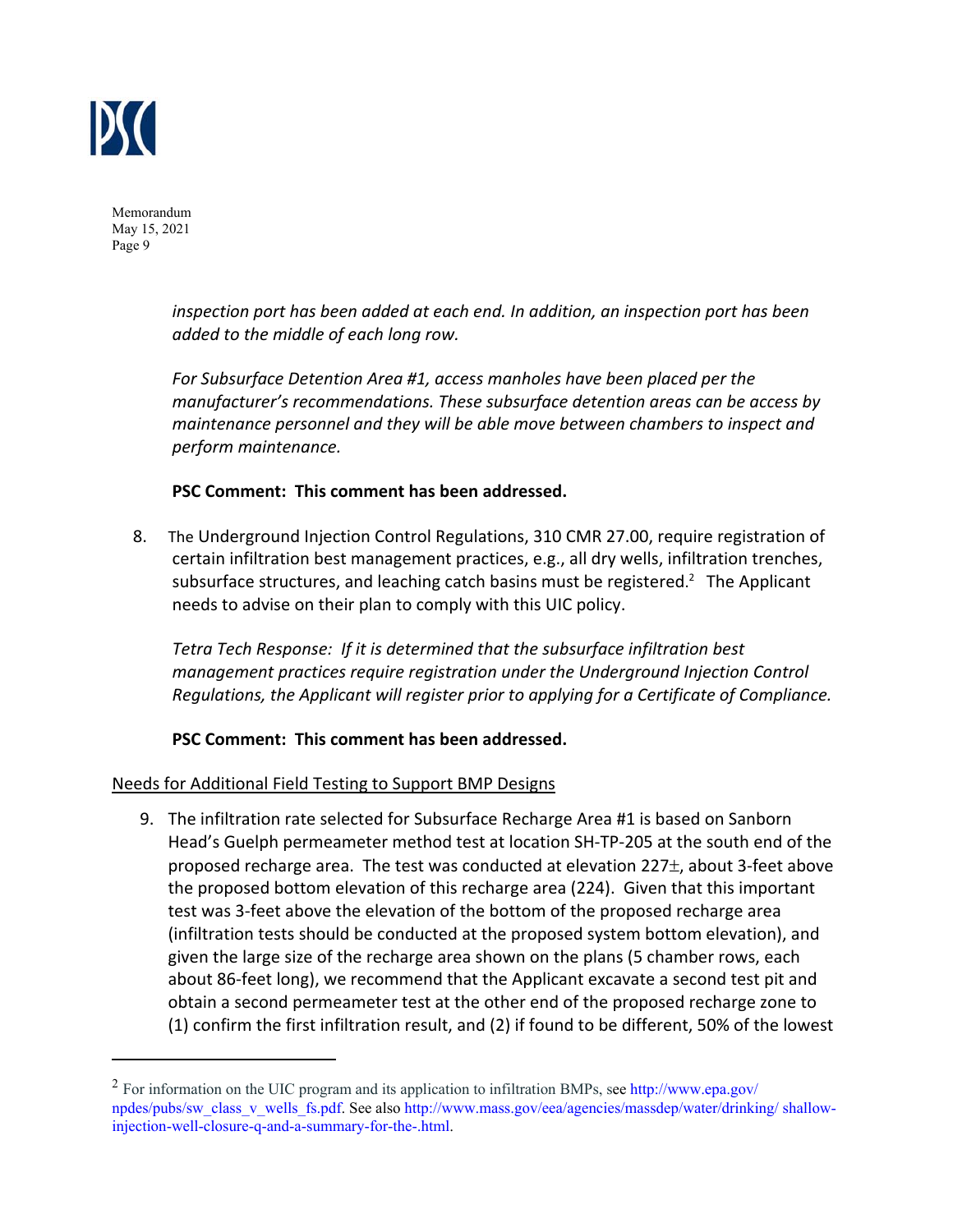*inspection port has been added at each end. In addition, an inspection port has been added to the middle of each long row.*

*For Subsurface Detention Area #1, access manholes have been placed per the manufacturer's recommendations. These subsurface detention areas can be access by maintenance personnel and they will be able move between chambers to inspect and perform maintenance.*

**PSC Comment: This comment has been addressed.**

8. The Underground Injection Control Regulations, 310 CMR 27.00, require registration of certain infiltration best management practices, e.g., all dry wells, infiltration trenches, subsurface structures, and leaching catch basins must be registered.[2] The Applicant needs to advise on their plan to comply with this UIC policy.

   *Tetra Tech Response: If it is determined that the subsurface infiltration best management practices require registration under the Underground Injection Control Regulations, the Applicant will register prior to applying for a Certificate of Compliance.*

   **PSC Comment: This comment has been addressed.**

Needs for Additional Field Testing to Support BMP Designs

9. The infiltration rate selected for Subsurface Recharge Area #1 is based on Sanborn Head's Guelph permeameter method test at location SH-TP-205 at the south end of the proposed recharge area. The test was conducted at elevation 227±, about 3-feet above the proposed bottom elevation of this recharge area (224). Given that this important test was 3-feet above the elevation of the bottom of the proposed recharge area (infiltration tests should be conducted at the proposed system bottom elevation), and given the large size of the recharge area shown on the plans (5 chamber rows, each about 86-feet long), we recommend that the Applicant excavate a second test pit and obtain a second permeameter test at the other end of the proposed recharge zone to (1) confirm the first infiltration result, and (2) if found to be different, 50% of the lowest

---

[2] For information on the UIC program and its application to infiltration BMPs, see http://www.epa.gov/npdes/pubs/sw_class_v_wells_fs.pdf. See also http://www.mass.gov/eea/agencies/massdep/water/drinking/ shallow-injection-well-closure-q-and-a-summary-for-the-.html.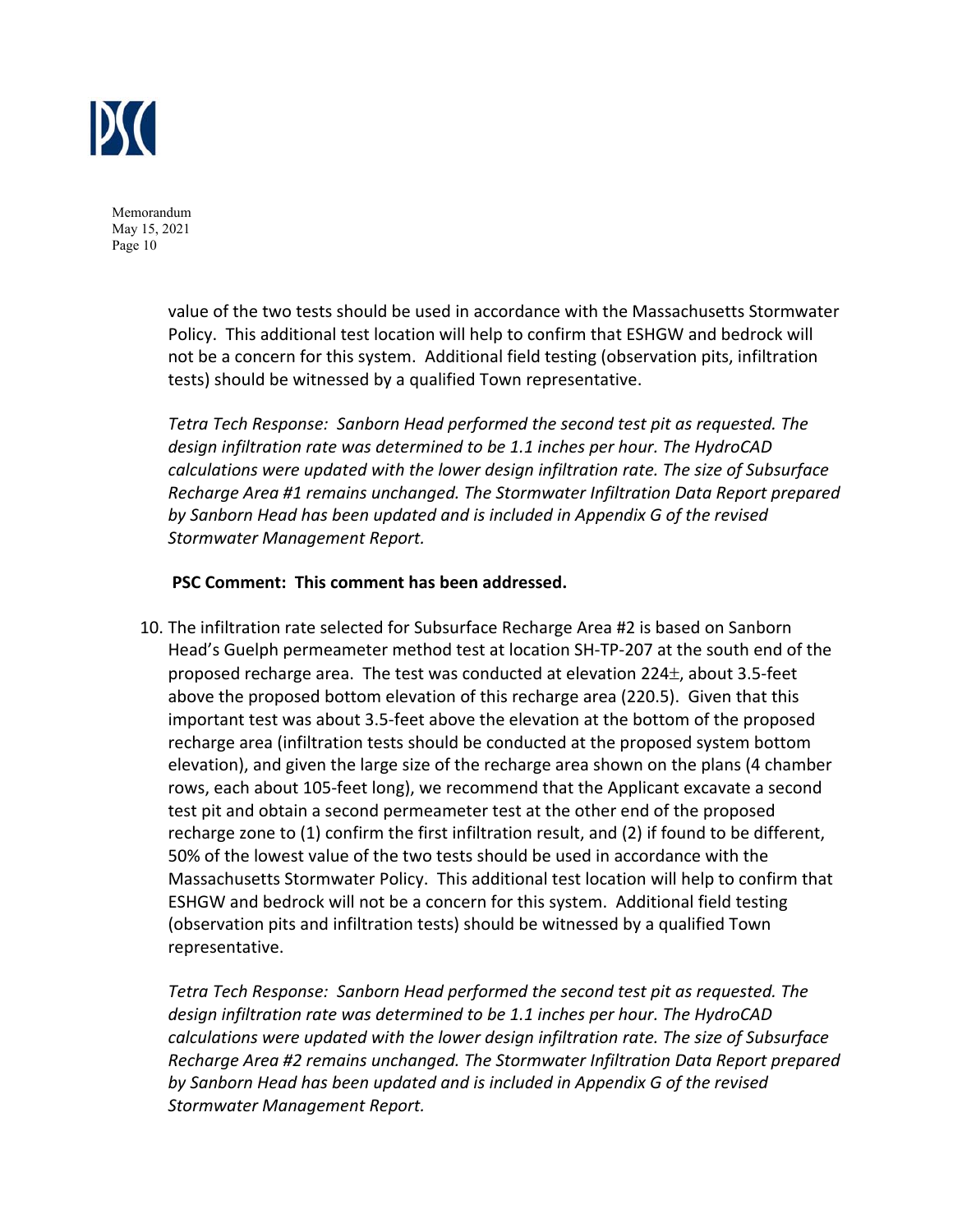value of the two tests should be used in accordance with the Massachusetts Stormwater Policy. This additional test location will help to confirm that ESHGW and bedrock will not be a concern for this system. Additional field testing (observation pits, infiltration tests) should be witnessed by a qualified Town representative.

*Tetra Tech Response: Sanborn Head performed the second test pit as requested. The design infiltration rate was determined to be 1.1 inches per hour. The HydroCAD calculations were updated with the lower design infiltration rate. The size of Subsurface Recharge Area #1 remains unchanged. The Stormwater Infiltration Data Report prepared by Sanborn Head has been updated and is included in Appendix G of the revised Stormwater Management Report.*

**PSC Comment: This comment has been addressed.**

10. The infiltration rate selected for Subsurface Recharge Area #2 is based on Sanborn Head's Guelph permeameter method test at location SH-TP-207 at the south end of the proposed recharge area. The test was conducted at elevation 224±, about 3.5-feet above the proposed bottom elevation of this recharge area (220.5). Given that this important test was about 3.5-feet above the elevation at the bottom of the proposed recharge area (infiltration tests should be conducted at the proposed system bottom elevation), and given the large size of the recharge area shown on the plans (4 chamber rows, each about 105-feet long), we recommend that the Applicant excavate a second test pit and obtain a second permeameter test at the other end of the proposed recharge zone to (1) confirm the first infiltration result, and (2) if found to be different, 50% of the lowest value of the two tests should be used in accordance with the Massachusetts Stormwater Policy. This additional test location will help to confirm that ESHGW and bedrock will not be a concern for this system. Additional field testing (observation pits and infiltration tests) should be witnessed by a qualified Town representative.

    *Tetra Tech Response: Sanborn Head performed the second test pit as requested. The design infiltration rate was determined to be 1.1 inches per hour. The HydroCAD calculations were updated with the lower design infiltration rate. The size of Subsurface Recharge Area #2 remains unchanged. The Stormwater Infiltration Data Report prepared by Sanborn Head has been updated and is included in Appendix G of the revised Stormwater Management Report.*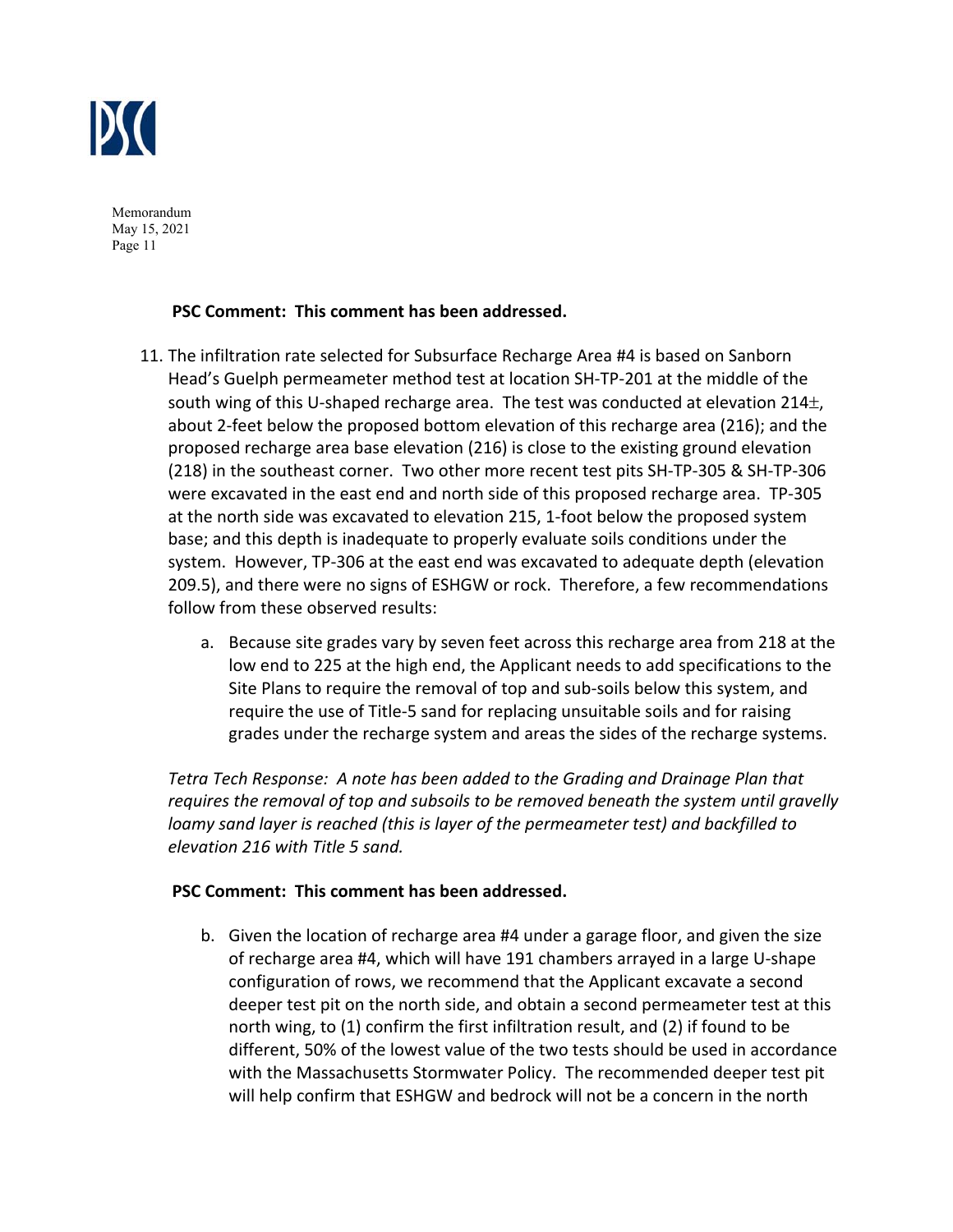**PSC Comment: This comment has been addressed.**

11. The infiltration rate selected for Subsurface Recharge Area #4 is based on Sanborn Head's Guelph permeameter method test at location SH-TP-201 at the middle of the south wing of this U-shaped recharge area. The test was conducted at elevation 214±, about 2-feet below the proposed bottom elevation of this recharge area (216); and the proposed recharge area base elevation (216) is close to the existing ground elevation (218) in the southeast corner. Two other more recent test pits SH-TP-305 & SH-TP-306 were excavated in the east end and north side of this proposed recharge area. TP-305 at the north side was excavated to elevation 215, 1-foot below the proposed system base; and this depth is inadequate to properly evaluate soils conditions under the system. However, TP-306 at the east end was excavated to adequate depth (elevation 209.5), and there were no signs of ESHGW or rock. Therefore, a few recommendations follow from these observed results:

    a. Because site grades vary by seven feet across this recharge area from 218 at the low end to 225 at the high end, the Applicant needs to add specifications to the Site Plans to require the removal of top and sub-soils below this system, and require the use of Title-5 sand for replacing unsuitable soils and for raising grades under the recharge system and areas the sides of the recharge systems.

*Tetra Tech Response: A note has been added to the Grading and Drainage Plan that requires the removal of top and subsoils to be removed beneath the system until gravelly loamy sand layer is reached (this is layer of the permeameter test) and backfilled to elevation 216 with Title 5 sand.*

**PSC Comment: This comment has been addressed.**

    b. Given the location of recharge area #4 under a garage floor, and given the size of recharge area #4, which will have 191 chambers arrayed in a large U-shape configuration of rows, we recommend that the Applicant excavate a second deeper test pit on the north side, and obtain a second permeameter test at this north wing, to (1) confirm the first infiltration result, and (2) if found to be different, 50% of the lowest value of the two tests should be used in accordance with the Massachusetts Stormwater Policy. The recommended deeper test pit will help confirm that ESHGW and bedrock will not be a concern in the north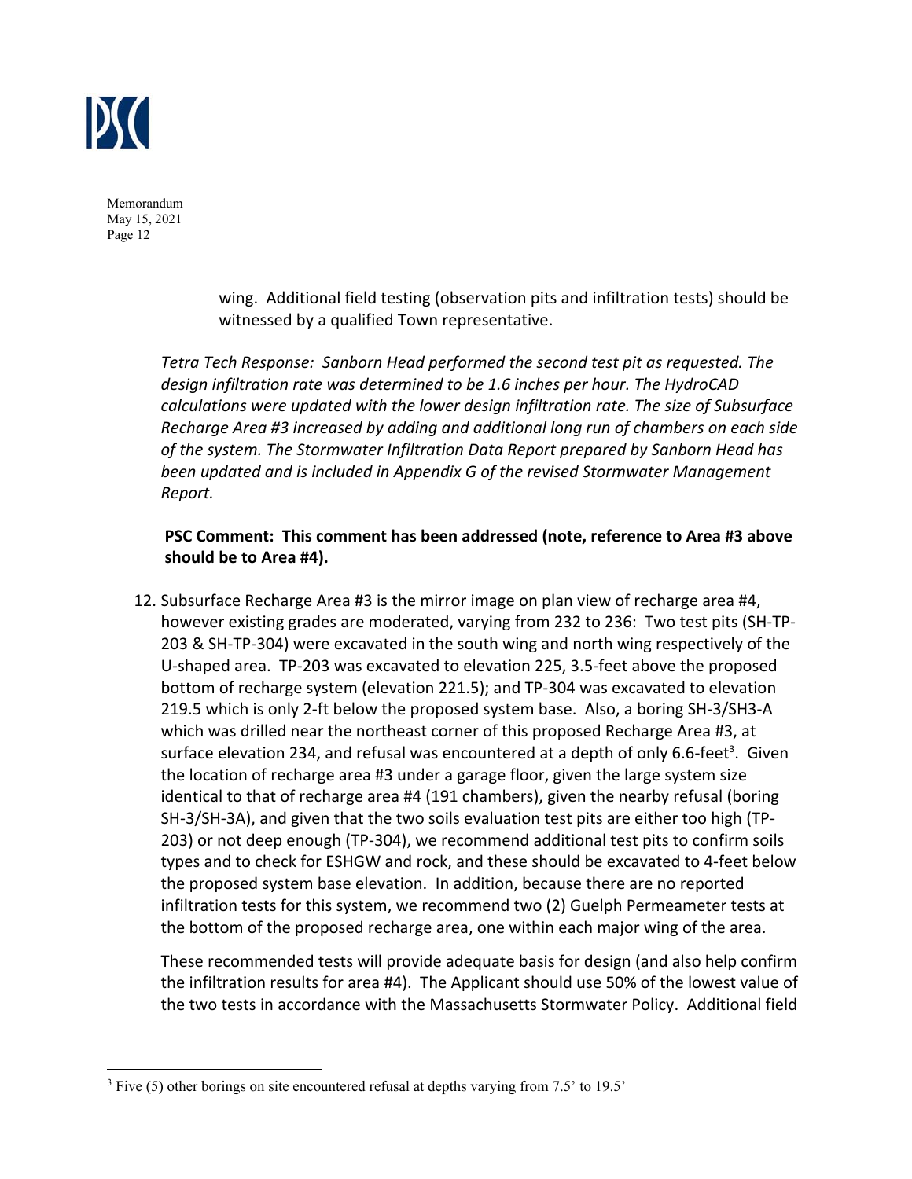wing. Additional field testing (observation pits and infiltration tests) should be witnessed by a qualified Town representative.

*Tetra Tech Response: Sanborn Head performed the second test pit as requested. The design infiltration rate was determined to be 1.6 inches per hour. The HydroCAD calculations were updated with the lower design infiltration rate. The size of Subsurface Recharge Area #3 increased by adding and additional long run of chambers on each side of the system. The Stormwater Infiltration Data Report prepared by Sanborn Head has been updated and is included in Appendix G of the revised Stormwater Management Report.*

**PSC Comment: This comment has been addressed (note, reference to Area #3 above should be to Area #4).**

12. Subsurface Recharge Area #3 is the mirror image on plan view of recharge area #4, however existing grades are moderated, varying from 232 to 236: Two test pits (SH-TP-203 & SH-TP-304) were excavated in the south wing and north wing respectively of the U-shaped area. TP-203 was excavated to elevation 225, 3.5-feet above the proposed bottom of recharge system (elevation 221.5); and TP-304 was excavated to elevation 219.5 which is only 2-ft below the proposed system base. Also, a boring SH-3/SH3-A which was drilled near the northeast corner of this proposed Recharge Area #3, at surface elevation 234, and refusal was encountered at a depth of only 6.6-feet[3]. Given the location of recharge area #3 under a garage floor, given the large system size identical to that of recharge area #4 (191 chambers), given the nearby refusal (boring SH-3/SH-3A), and given that the two soils evaluation test pits are either too high (TP-203) or not deep enough (TP-304), we recommend additional test pits to confirm soils types and to check for ESHGW and rock, and these should be excavated to 4-feet below the proposed system base elevation. In addition, because there are no reported infiltration tests for this system, we recommend two (2) Guelph Permeameter tests at the bottom of the proposed recharge area, one within each major wing of the area.

    These recommended tests will provide adequate basis for design (and also help confirm the infiltration results for area #4). The Applicant should use 50% of the lowest value of the two tests in accordance with the Massachusetts Stormwater Policy. Additional field

[3] Five (5) other borings on site encountered refusal at depths varying from 7.5' to 19.5'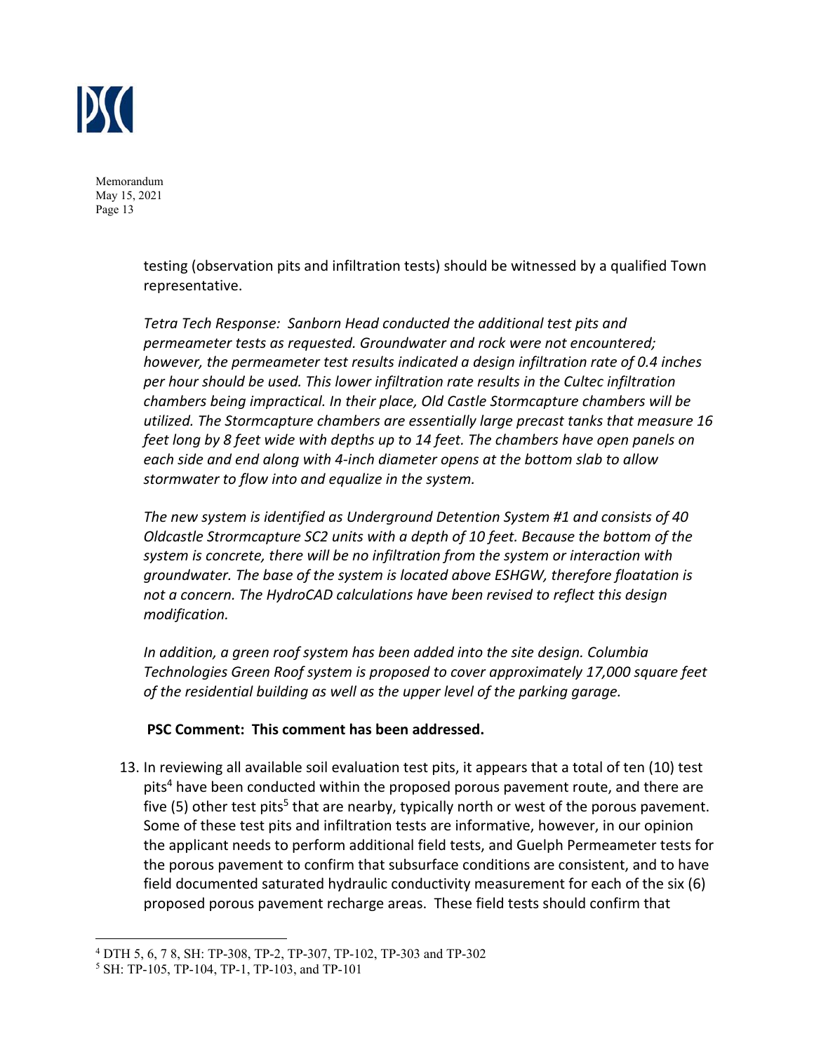testing (observation pits and infiltration tests) should be witnessed by a qualified Town representative.

*Tetra Tech Response: Sanborn Head conducted the additional test pits and permeameter tests as requested. Groundwater and rock were not encountered; however, the permeameter test results indicated a design infiltration rate of 0.4 inches per hour should be used. This lower infiltration rate results in the Cultec infiltration chambers being impractical. In their place, Old Castle Stormcapture chambers will be utilized. The Stormcapture chambers are essentially large precast tanks that measure 16 feet long by 8 feet wide with depths up to 14 feet. The chambers have open panels on each side and end along with 4-inch diameter opens at the bottom slab to allow stormwater to flow into and equalize in the system.*

*The new system is identified as Underground Detention System #1 and consists of 40 Oldcastle Strormcapture SC2 units with a depth of 10 feet. Because the bottom of the system is concrete, there will be no infiltration from the system or interaction with groundwater. The base of the system is located above ESHGW, therefore floatation is not a concern. The HydroCAD calculations have been revised to reflect this design modification.*

*In addition, a green roof system has been added into the site design. Columbia Technologies Green Roof system is proposed to cover approximately 17,000 square feet of the residential building as well as the upper level of the parking garage.*

**PSC Comment: This comment has been addressed.**

13. In reviewing all available soil evaluation test pits, it appears that a total of ten (10) test pits[4] have been conducted within the proposed porous pavement route, and there are five (5) other test pits[5] that are nearby, typically north or west of the porous pavement. Some of these test pits and infiltration tests are informative, however, in our opinion the applicant needs to perform additional field tests, and Guelph Permeameter tests for the porous pavement to confirm that subsurface conditions are consistent, and to have field documented saturated hydraulic conductivity measurement for each of the six (6) proposed porous pavement recharge areas. These field tests should confirm that

---

[4] DTH 5, 6, 7 8, SH: TP-308, TP-2, TP-307, TP-102, TP-303 and TP-302

[5] SH: TP-105, TP-104, TP-1, TP-103, and TP-101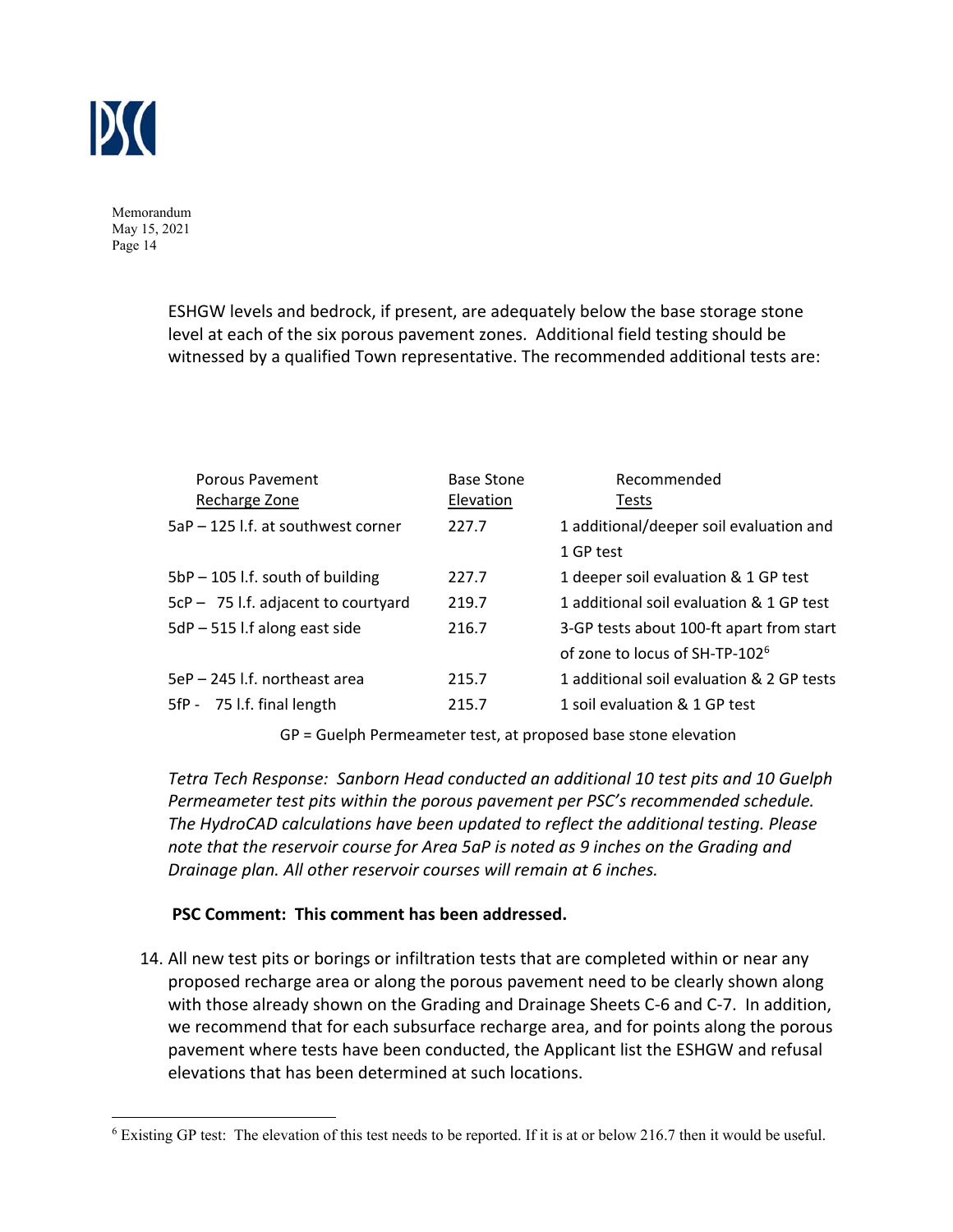ESHGW levels and bedrock, if present, are adequately below the base storage stone level at each of the six porous pavement zones. Additional field testing should be witnessed by a qualified Town representative. The recommended additional tests are:

| Porous Pavement Recharge Zone | Base Stone Elevation | Recommended Tests |
|---|---|---|
| 5aP – 125 l.f. at southwest corner | 227.7 | 1 additional/deeper soil evaluation and 1 GP test |
| 5bP – 105 l.f. south of building | 227.7 | 1 deeper soil evaluation & 1 GP test |
| 5cP – 75 l.f. adjacent to courtyard | 219.7 | 1 additional soil evaluation & 1 GP test |
| 5dP – 515 l.f along east side | 216.7 | 3-GP tests about 100-ft apart from start of zone to locus of SH-TP-102[6] |
| 5eP – 245 l.f. northeast area | 215.7 | 1 additional soil evaluation & 2 GP tests |
| 5fP - 75 l.f. final length | 215.7 | 1 soil evaluation & 1 GP test |

GP = Guelph Permeameter test, at proposed base stone elevation

*Tetra Tech Response: Sanborn Head conducted an additional 10 test pits and 10 Guelph Permeameter test pits within the porous pavement per PSC's recommended schedule. The HydroCAD calculations have been updated to reflect the additional testing. Please note that the reservoir course for Area 5aP is noted as 9 inches on the Grading and Drainage plan. All other reservoir courses will remain at 6 inches.*

**PSC Comment: This comment has been addressed.**

14. All new test pits or borings or infiltration tests that are completed within or near any proposed recharge area or along the porous pavement need to be clearly shown along with those already shown on the Grading and Drainage Sheets C-6 and C-7. In addition, we recommend that for each subsurface recharge area, and for points along the porous pavement where tests have been conducted, the Applicant list the ESHGW and refusal elevations that has been determined at such locations.

[6] Existing GP test: The elevation of this test needs to be reported. If it is at or below 216.7 then it would be useful.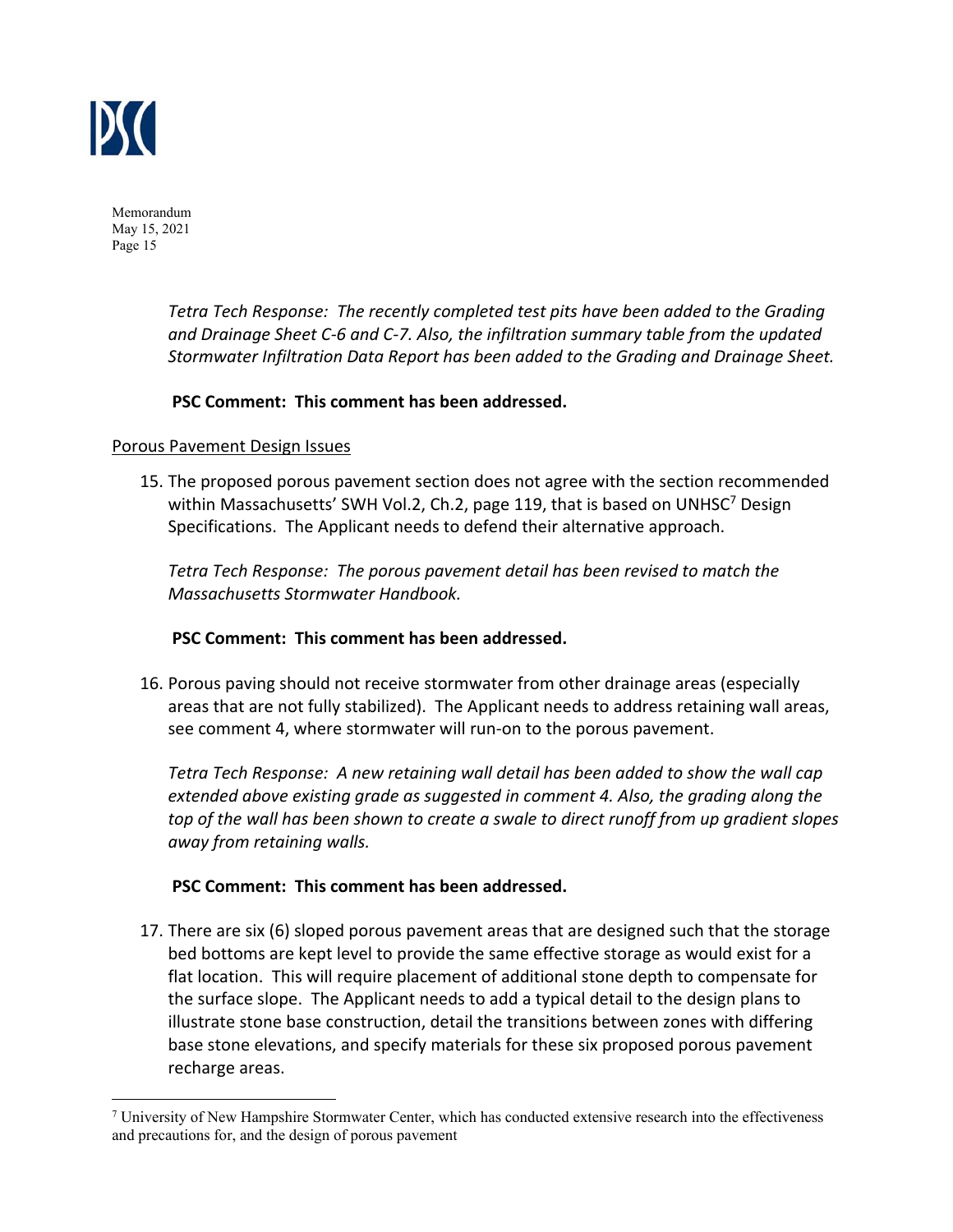*Tetra Tech Response: The recently completed test pits have been added to the Grading and Drainage Sheet C-6 and C-7. Also, the infiltration summary table from the updated Stormwater Infiltration Data Report has been added to the Grading and Drainage Sheet.*

**PSC Comment: This comment has been addressed.**

Porous Pavement Design Issues

15. The proposed porous pavement section does not agree with the section recommended within Massachusetts' SWH Vol.2, Ch.2, page 119, that is based on UNHSC[7] Design Specifications. The Applicant needs to defend their alternative approach.

    *Tetra Tech Response: The porous pavement detail has been revised to match the Massachusetts Stormwater Handbook.*

    **PSC Comment: This comment has been addressed.**

16. Porous paving should not receive stormwater from other drainage areas (especially areas that are not fully stabilized). The Applicant needs to address retaining wall areas, see comment 4, where stormwater will run-on to the porous pavement.

    *Tetra Tech Response: A new retaining wall detail has been added to show the wall cap extended above existing grade as suggested in comment 4. Also, the grading along the top of the wall has been shown to create a swale to direct runoff from up gradient slopes away from retaining walls.*

    **PSC Comment: This comment has been addressed.**

17. There are six (6) sloped porous pavement areas that are designed such that the storage bed bottoms are kept level to provide the same effective storage as would exist for a flat location. This will require placement of additional stone depth to compensate for the surface slope. The Applicant needs to add a typical detail to the design plans to illustrate stone base construction, detail the transitions between zones with differing base stone elevations, and specify materials for these six proposed porous pavement recharge areas.

---

[7] University of New Hampshire Stormwater Center, which has conducted extensive research into the effectiveness and precautions for, and the design of porous pavement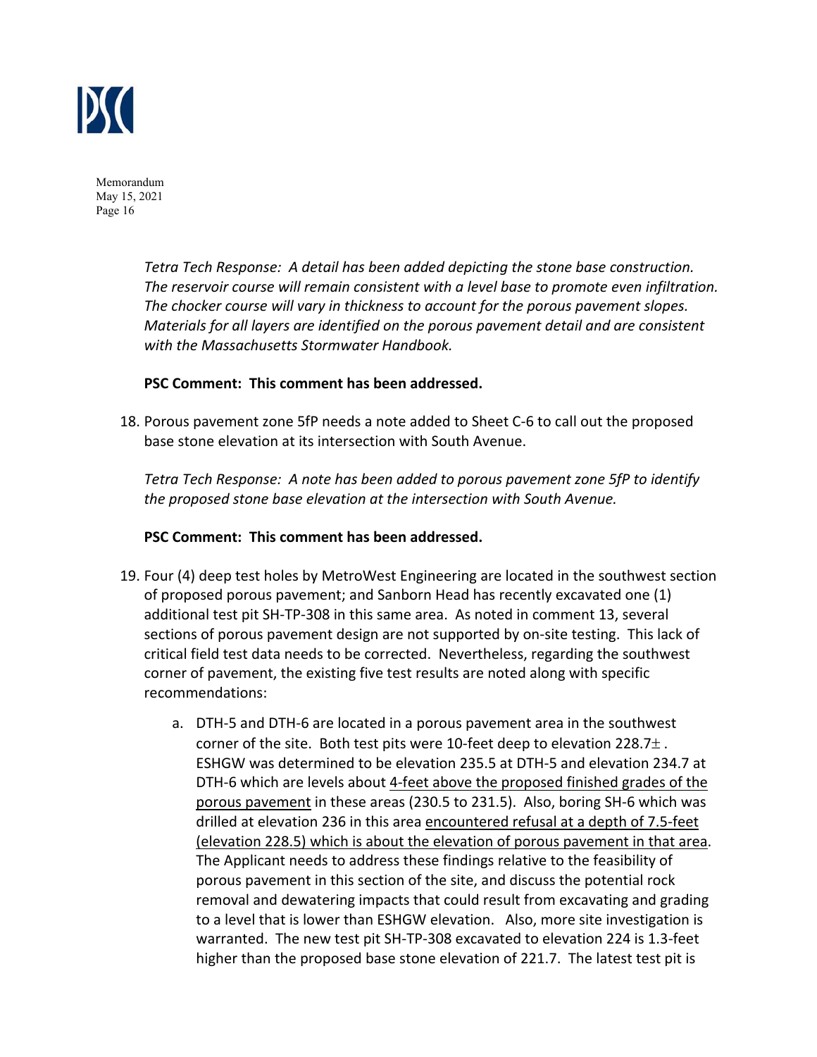*Tetra Tech Response: A detail has been added depicting the stone base construction. The reservoir course will remain consistent with a level base to promote even infiltration. The chocker course will vary in thickness to account for the porous pavement slopes. Materials for all layers are identified on the porous pavement detail and are consistent with the Massachusetts Stormwater Handbook.*

**PSC Comment: This comment has been addressed.**

18. Porous pavement zone 5fP needs a note added to Sheet C-6 to call out the proposed base stone elevation at its intersection with South Avenue.

    *Tetra Tech Response: A note has been added to porous pavement zone 5fP to identify the proposed stone base elevation at the intersection with South Avenue.*

    **PSC Comment: This comment has been addressed.**

19. Four (4) deep test holes by MetroWest Engineering are located in the southwest section of proposed porous pavement; and Sanborn Head has recently excavated one (1) additional test pit SH-TP-308 in this same area. As noted in comment 13, several sections of porous pavement design are not supported by on-site testing. This lack of critical field test data needs to be corrected. Nevertheless, regarding the southwest corner of pavement, the existing five test results are noted along with specific recommendations:

    a. DTH-5 and DTH-6 are located in a porous pavement area in the southwest corner of the site. Both test pits were 10-feet deep to elevation 228.7±. ESHGW was determined to be elevation 235.5 at DTH-5 and elevation 234.7 at DTH-6 which are levels about <u>4-feet above the proposed finished grades of the porous pavement</u> in these areas (230.5 to 231.5). Also, boring SH-6 which was drilled at elevation 236 in this area <u>encountered refusal at a depth of 7.5-feet (elevation 228.5) which is about the elevation of porous pavement in that area</u>. The Applicant needs to address these findings relative to the feasibility of porous pavement in this section of the site, and discuss the potential rock removal and dewatering impacts that could result from excavating and grading to a level that is lower than ESHGW elevation. Also, more site investigation is warranted. The new test pit SH-TP-308 excavated to elevation 224 is 1.3-feet higher than the proposed base stone elevation of 221.7. The latest test pit is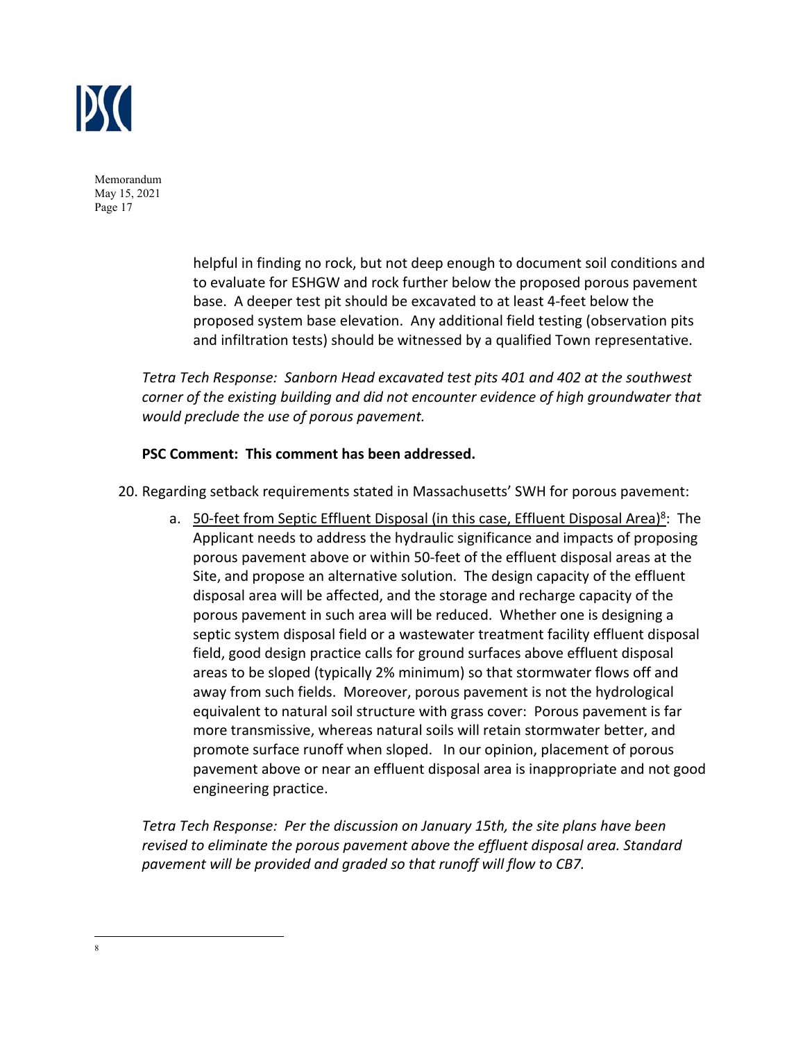helpful in finding no rock, but not deep enough to document soil conditions and to evaluate for ESHGW and rock further below the proposed porous pavement base. A deeper test pit should be excavated to at least 4-feet below the proposed system base elevation. Any additional field testing (observation pits and infiltration tests) should be witnessed by a qualified Town representative.

*Tetra Tech Response: Sanborn Head excavated test pits 401 and 402 at the southwest corner of the existing building and did not encounter evidence of high groundwater that would preclude the use of porous pavement.*

**PSC Comment: This comment has been addressed.**

20. Regarding setback requirements stated in Massachusetts' SWH for porous pavement:

    a. <u>50-feet from Septic Effluent Disposal (in this case, Effluent Disposal Area)</u>[8]: The Applicant needs to address the hydraulic significance and impacts of proposing porous pavement above or within 50-feet of the effluent disposal areas at the Site, and propose an alternative solution. The design capacity of the effluent disposal area will be affected, and the storage and recharge capacity of the porous pavement in such area will be reduced. Whether one is designing a septic system disposal field or a wastewater treatment facility effluent disposal field, good design practice calls for ground surfaces above effluent disposal areas to be sloped (typically 2% minimum) so that stormwater flows off and away from such fields. Moreover, porous pavement is not the hydrological equivalent to natural soil structure with grass cover: Porous pavement is far more transmissive, whereas natural soils will retain stormwater better, and promote surface runoff when sloped. In our opinion, placement of porous pavement above or near an effluent disposal area is inappropriate and not good engineering practice.

*Tetra Tech Response: Per the discussion on January 15th, the site plans have been revised to eliminate the porous pavement above the effluent disposal area. Standard pavement will be provided and graded so that runoff will flow to CB7.*

---

8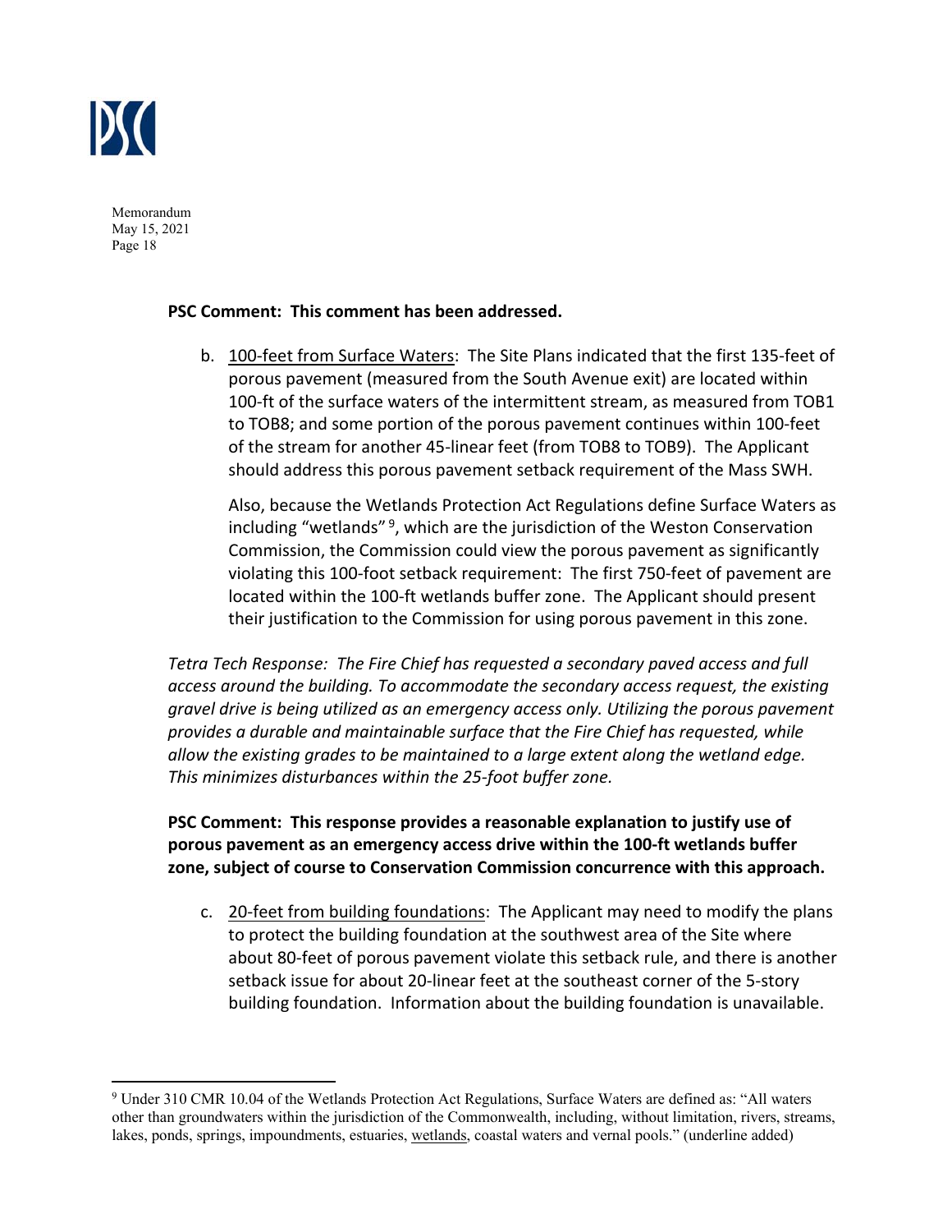**PSC Comment: This comment has been addressed.**

b. <u>100-feet from Surface Waters</u>: The Site Plans indicated that the first 135-feet of porous pavement (measured from the South Avenue exit) are located within 100-ft of the surface waters of the intermittent stream, as measured from TOB1 to TOB8; and some portion of the porous pavement continues within 100-feet of the stream for another 45-linear feet (from TOB8 to TOB9). The Applicant should address this porous pavement setback requirement of the Mass SWH.

   Also, because the Wetlands Protection Act Regulations define Surface Waters as including "wetlands" [9], which are the jurisdiction of the Weston Conservation Commission, the Commission could view the porous pavement as significantly violating this 100-foot setback requirement: The first 750-feet of pavement are located within the 100-ft wetlands buffer zone. The Applicant should present their justification to the Commission for using porous pavement in this zone.

*Tetra Tech Response: The Fire Chief has requested a secondary paved access and full access around the building. To accommodate the secondary access request, the existing gravel drive is being utilized as an emergency access only. Utilizing the porous pavement provides a durable and maintainable surface that the Fire Chief has requested, while allow the existing grades to be maintained to a large extent along the wetland edge. This minimizes disturbances within the 25-foot buffer zone.*

**PSC Comment: This response provides a reasonable explanation to justify use of porous pavement as an emergency access drive within the 100-ft wetlands buffer zone, subject of course to Conservation Commission concurrence with this approach.**

c. <u>20-feet from building foundations</u>: The Applicant may need to modify the plans to protect the building foundation at the southwest area of the Site where about 80-feet of porous pavement violate this setback rule, and there is another setback issue for about 20-linear feet at the southeast corner of the 5-story building foundation. Information about the building foundation is unavailable.

---

[9] Under 310 CMR 10.04 of the Wetlands Protection Act Regulations, Surface Waters are defined as: "All waters other than groundwaters within the jurisdiction of the Commonwealth, including, without limitation, rivers, streams, lakes, ponds, springs, impoundments, estuaries, <u>wetlands</u>, coastal waters and vernal pools." (underline added)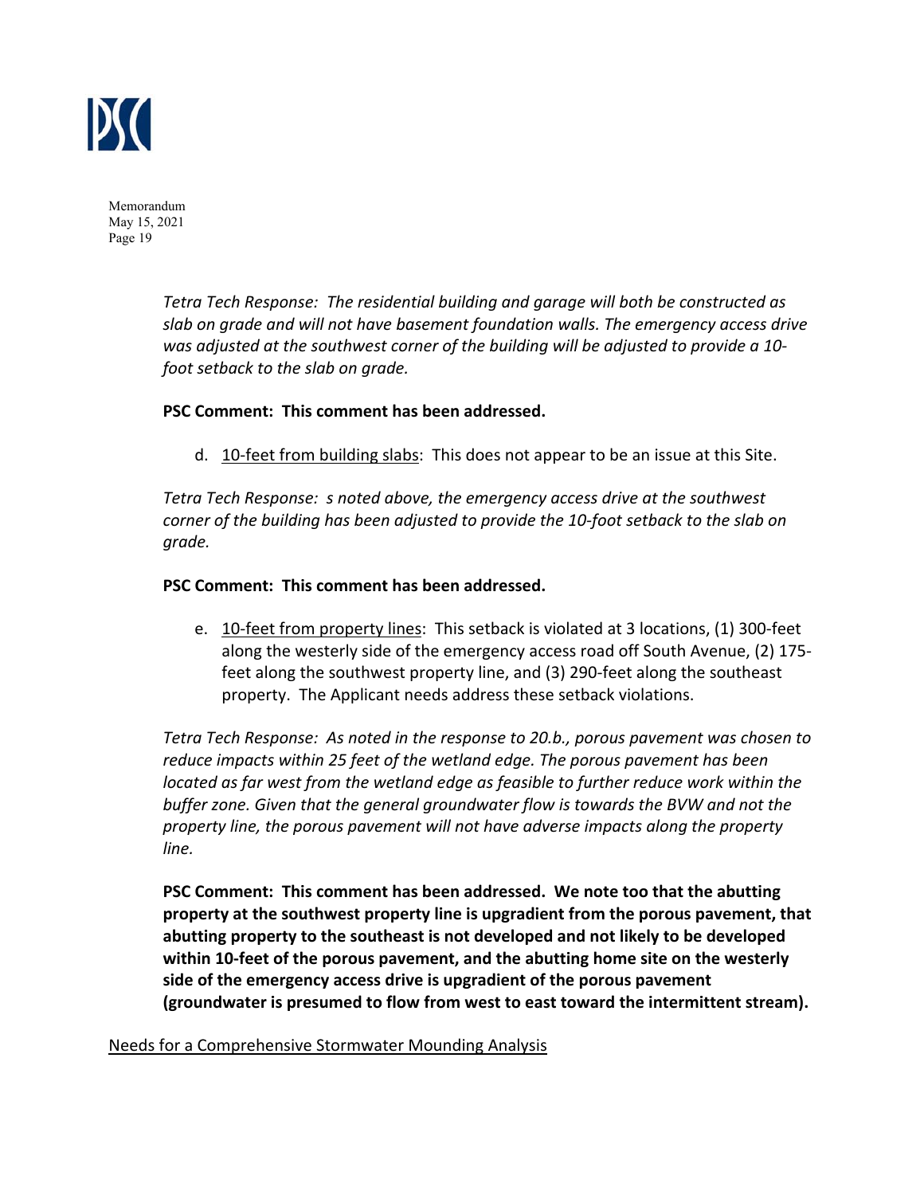*Tetra Tech Response: The residential building and garage will both be constructed as slab on grade and will not have basement foundation walls. The emergency access drive was adjusted at the southwest corner of the building will be adjusted to provide a 10-foot setback to the slab on grade.*

**PSC Comment: This comment has been addressed.**

d. 10-feet from building slabs: This does not appear to be an issue at this Site.

*Tetra Tech Response: s noted above, the emergency access drive at the southwest corner of the building has been adjusted to provide the 10-foot setback to the slab on grade.*

**PSC Comment: This comment has been addressed.**

e. 10-feet from property lines: This setback is violated at 3 locations, (1) 300-feet along the westerly side of the emergency access road off South Avenue, (2) 175-feet along the southwest property line, and (3) 290-feet along the southeast property. The Applicant needs address these setback violations.

*Tetra Tech Response: As noted in the response to 20.b., porous pavement was chosen to reduce impacts within 25 feet of the wetland edge. The porous pavement has been located as far west from the wetland edge as feasible to further reduce work within the buffer zone. Given that the general groundwater flow is towards the BVW and not the property line, the porous pavement will not have adverse impacts along the property line.*

**PSC Comment: This comment has been addressed. We note too that the abutting property at the southwest property line is upgradient from the porous pavement, that abutting property to the southeast is not developed and not likely to be developed within 10-feet of the porous pavement, and the abutting home site on the westerly side of the emergency access drive is upgradient of the porous pavement (groundwater is presumed to flow from west to east toward the intermittent stream).**

Needs for a Comprehensive Stormwater Mounding Analysis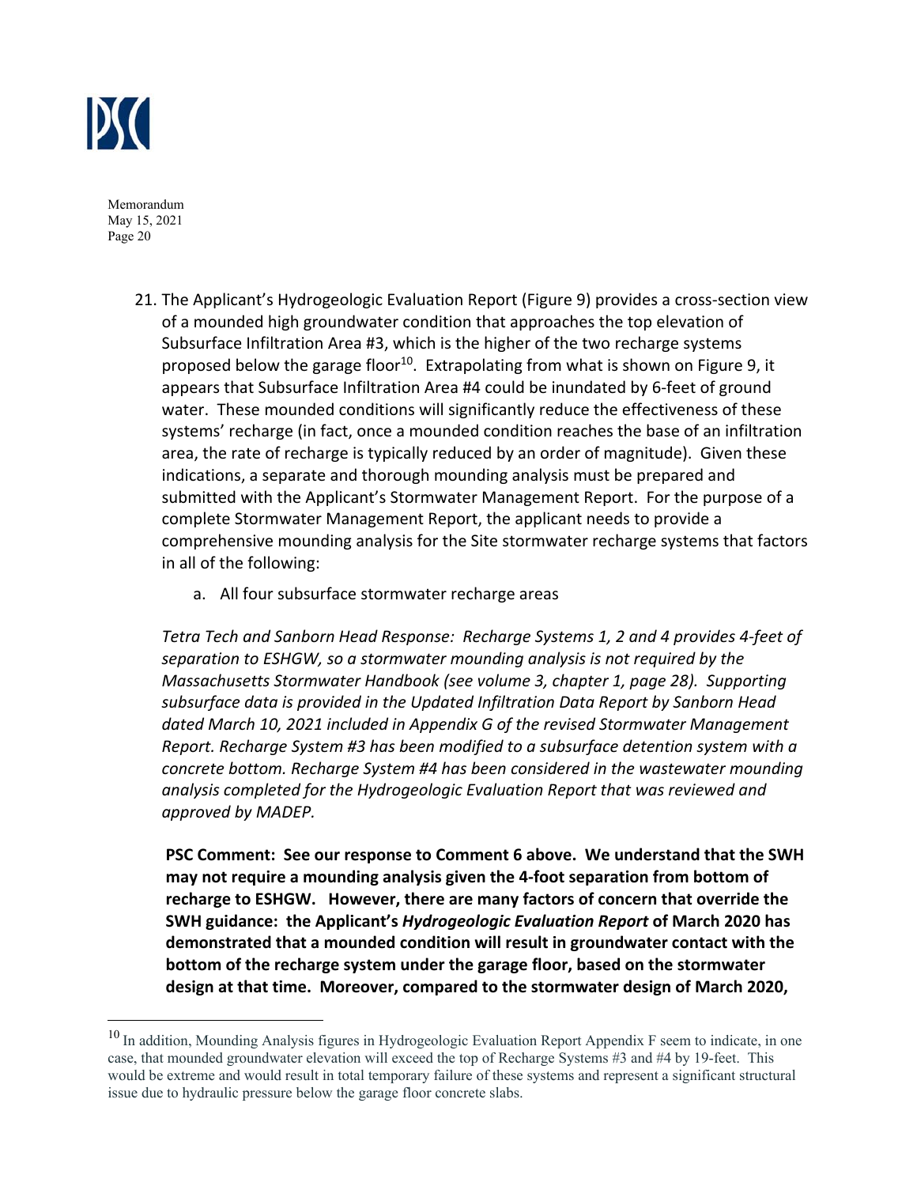21. The Applicant's Hydrogeologic Evaluation Report (Figure 9) provides a cross-section view of a mounded high groundwater condition that approaches the top elevation of Subsurface Infiltration Area #3, which is the higher of the two recharge systems proposed below the garage floor[10]. Extrapolating from what is shown on Figure 9, it appears that Subsurface Infiltration Area #4 could be inundated by 6-feet of ground water. These mounded conditions will significantly reduce the effectiveness of these systems' recharge (in fact, once a mounded condition reaches the base of an infiltration area, the rate of recharge is typically reduced by an order of magnitude). Given these indications, a separate and thorough mounding analysis must be prepared and submitted with the Applicant's Stormwater Management Report. For the purpose of a complete Stormwater Management Report, the applicant needs to provide a comprehensive mounding analysis for the Site stormwater recharge systems that factors in all of the following:

    a. All four subsurface stormwater recharge areas

*Tetra Tech and Sanborn Head Response: Recharge Systems 1, 2 and 4 provides 4-feet of separation to ESHGW, so a stormwater mounding analysis is not required by the Massachusetts Stormwater Handbook (see volume 3, chapter 1, page 28). Supporting subsurface data is provided in the Updated Infiltration Data Report by Sanborn Head dated March 10, 2021 included in Appendix G of the revised Stormwater Management Report. Recharge System #3 has been modified to a subsurface detention system with a concrete bottom. Recharge System #4 has been considered in the wastewater mounding analysis completed for the Hydrogeologic Evaluation Report that was reviewed and approved by MADEP.*

**PSC Comment: See our response to Comment 6 above. We understand that the SWH may not require a mounding analysis given the 4-foot separation from bottom of recharge to ESHGW. However, there are many factors of concern that override the SWH guidance: the Applicant's *Hydrogeologic Evaluation Report* of March 2020 has demonstrated that a mounded condition will result in groundwater contact with the bottom of the recharge system under the garage floor, based on the stormwater design at that time. Moreover, compared to the stormwater design of March 2020,**

---

[10] In addition, Mounding Analysis figures in Hydrogeologic Evaluation Report Appendix F seem to indicate, in one case, that mounded groundwater elevation will exceed the top of Recharge Systems #3 and #4 by 19-feet. This would be extreme and would result in total temporary failure of these systems and represent a significant structural issue due to hydraulic pressure below the garage floor concrete slabs.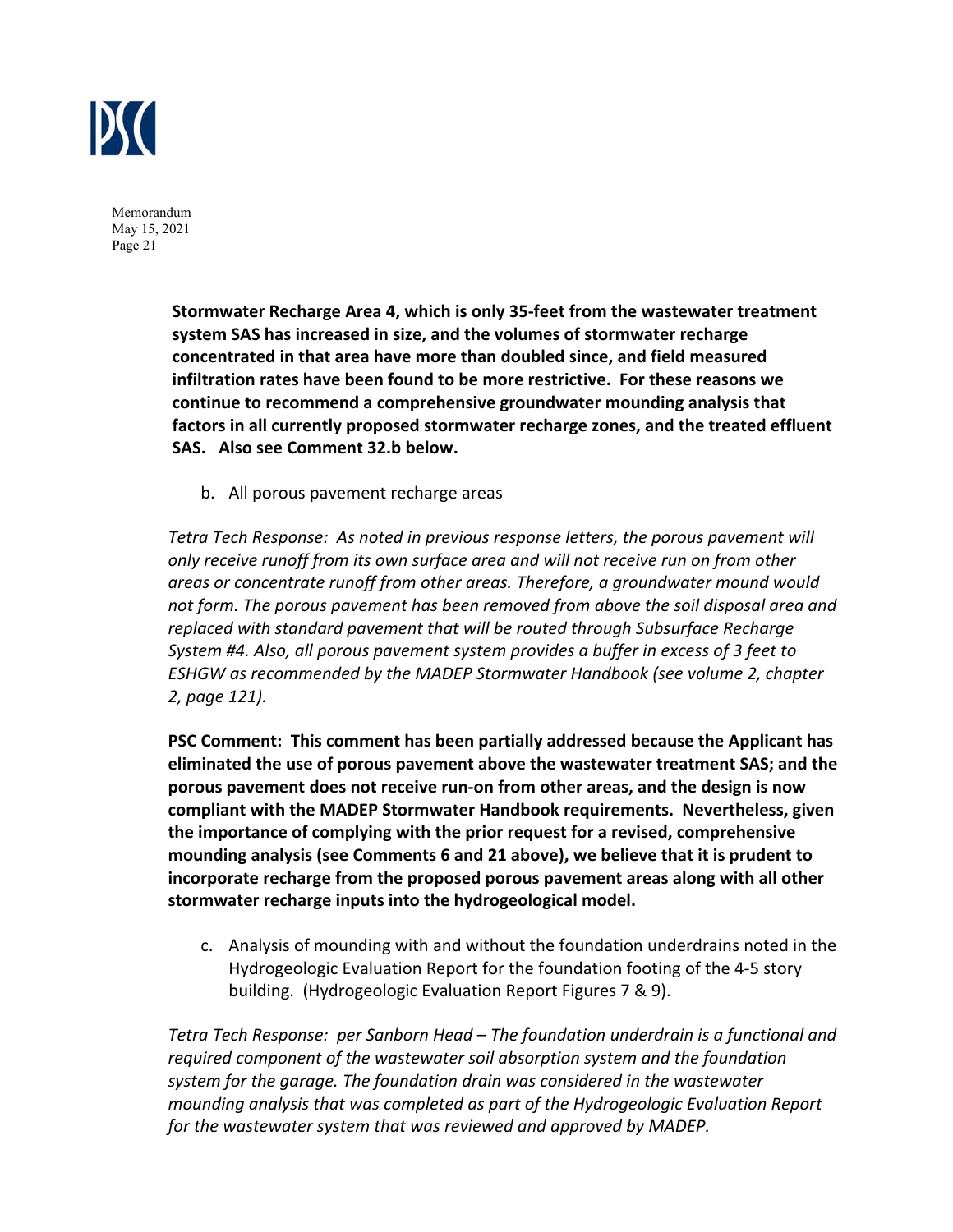**Stormwater Recharge Area 4, which is only 35-feet from the wastewater treatment system SAS has increased in size, and the volumes of stormwater recharge concentrated in that area have more than doubled since, and field measured infiltration rates have been found to be more restrictive. For these reasons we continue to recommend a comprehensive groundwater mounding analysis that factors in all currently proposed stormwater recharge zones, and the treated effluent SAS. Also see Comment 32.b below.**

b. All porous pavement recharge areas

*Tetra Tech Response: As noted in previous response letters, the porous pavement will only receive runoff from its own surface area and will not receive run on from other areas or concentrate runoff from other areas. Therefore, a groundwater mound would not form. The porous pavement has been removed from above the soil disposal area and replaced with standard pavement that will be routed through Subsurface Recharge System #4. Also, all porous pavement system provides a buffer in excess of 3 feet to ESHGW as recommended by the MADEP Stormwater Handbook (see volume 2, chapter 2, page 121).*

**PSC Comment: This comment has been partially addressed because the Applicant has eliminated the use of porous pavement above the wastewater treatment SAS; and the porous pavement does not receive run-on from other areas, and the design is now compliant with the MADEP Stormwater Handbook requirements. Nevertheless, given the importance of complying with the prior request for a revised, comprehensive mounding analysis (see Comments 6 and 21 above), we believe that it is prudent to incorporate recharge from the proposed porous pavement areas along with all other stormwater recharge inputs into the hydrogeological model.**

c. Analysis of mounding with and without the foundation underdrains noted in the Hydrogeologic Evaluation Report for the foundation footing of the 4-5 story building. (Hydrogeologic Evaluation Report Figures 7 & 9).

*Tetra Tech Response: per Sanborn Head – The foundation underdrain is a functional and required component of the wastewater soil absorption system and the foundation system for the garage. The foundation drain was considered in the wastewater mounding analysis that was completed as part of the Hydrogeologic Evaluation Report for the wastewater system that was reviewed and approved by MADEP.*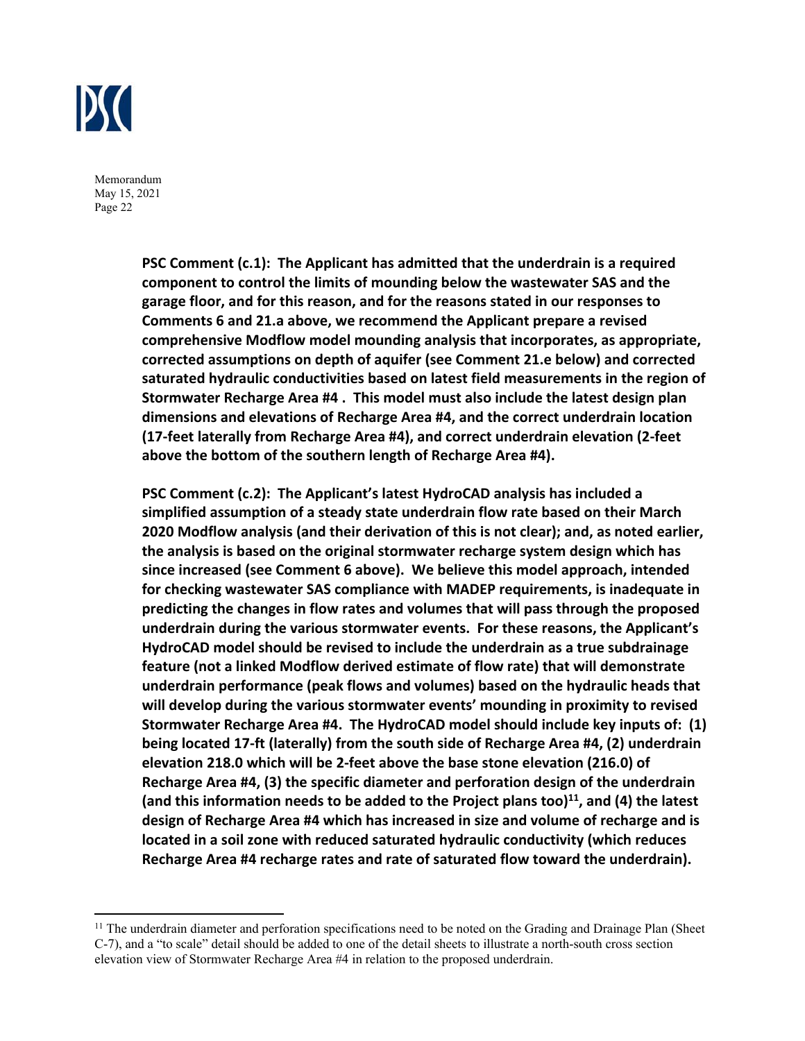**PSC Comment (c.1): The Applicant has admitted that the underdrain is a required component to control the limits of mounding below the wastewater SAS and the garage floor, and for this reason, and for the reasons stated in our responses to Comments 6 and 21.a above, we recommend the Applicant prepare a revised comprehensive Modflow model mounding analysis that incorporates, as appropriate, corrected assumptions on depth of aquifer (see Comment 21.e below) and corrected saturated hydraulic conductivities based on latest field measurements in the region of Stormwater Recharge Area #4 . This model must also include the latest design plan dimensions and elevations of Recharge Area #4, and the correct underdrain location (17-feet laterally from Recharge Area #4), and correct underdrain elevation (2-feet above the bottom of the southern length of Recharge Area #4).**

**PSC Comment (c.2): The Applicant's latest HydroCAD analysis has included a simplified assumption of a steady state underdrain flow rate based on their March 2020 Modflow analysis (and their derivation of this is not clear); and, as noted earlier, the analysis is based on the original stormwater recharge system design which has since increased (see Comment 6 above). We believe this model approach, intended for checking wastewater SAS compliance with MADEP requirements, is inadequate in predicting the changes in flow rates and volumes that will pass through the proposed underdrain during the various stormwater events. For these reasons, the Applicant's HydroCAD model should be revised to include the underdrain as a true subdrainage feature (not a linked Modflow derived estimate of flow rate) that will demonstrate underdrain performance (peak flows and volumes) based on the hydraulic heads that will develop during the various stormwater events' mounding in proximity to revised Stormwater Recharge Area #4. The HydroCAD model should include key inputs of: (1) being located 17-ft (laterally) from the south side of Recharge Area #4, (2) underdrain elevation 218.0 which will be 2-feet above the base stone elevation (216.0) of Recharge Area #4, (3) the specific diameter and perforation design of the underdrain (and this information needs to be added to the Project plans too)[11], and (4) the latest design of Recharge Area #4 which has increased in size and volume of recharge and is located in a soil zone with reduced saturated hydraulic conductivity (which reduces Recharge Area #4 recharge rates and rate of saturated flow toward the underdrain).**

[11] The underdrain diameter and perforation specifications need to be noted on the Grading and Drainage Plan (Sheet C-7), and a "to scale" detail should be added to one of the detail sheets to illustrate a north-south cross section elevation view of Stormwater Recharge Area #4 in relation to the proposed underdrain.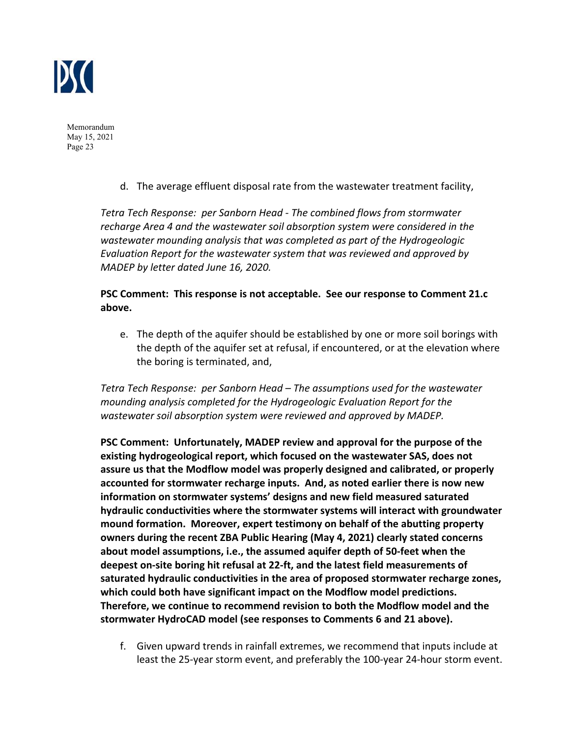d. The average effluent disposal rate from the wastewater treatment facility,

*Tetra Tech Response: per Sanborn Head - The combined flows from stormwater recharge Area 4 and the wastewater soil absorption system were considered in the wastewater mounding analysis that was completed as part of the Hydrogeologic Evaluation Report for the wastewater system that was reviewed and approved by MADEP by letter dated June 16, 2020.*

**PSC Comment: This response is not acceptable. See our response to Comment 21.c above.**

e. The depth of the aquifer should be established by one or more soil borings with the depth of the aquifer set at refusal, if encountered, or at the elevation where the boring is terminated, and,

*Tetra Tech Response: per Sanborn Head – The assumptions used for the wastewater mounding analysis completed for the Hydrogeologic Evaluation Report for the wastewater soil absorption system were reviewed and approved by MADEP.*

**PSC Comment: Unfortunately, MADEP review and approval for the purpose of the existing hydrogeological report, which focused on the wastewater SAS, does not assure us that the Modflow model was properly designed and calibrated, or properly accounted for stormwater recharge inputs. And, as noted earlier there is now new information on stormwater systems' designs and new field measured saturated hydraulic conductivities where the stormwater systems will interact with groundwater mound formation. Moreover, expert testimony on behalf of the abutting property owners during the recent ZBA Public Hearing (May 4, 2021) clearly stated concerns about model assumptions, i.e., the assumed aquifer depth of 50-feet when the deepest on-site boring hit refusal at 22-ft, and the latest field measurements of saturated hydraulic conductivities in the area of proposed stormwater recharge zones, which could both have significant impact on the Modflow model predictions. Therefore, we continue to recommend revision to both the Modflow model and the stormwater HydroCAD model (see responses to Comments 6 and 21 above).**

f. Given upward trends in rainfall extremes, we recommend that inputs include at least the 25-year storm event, and preferably the 100-year 24-hour storm event.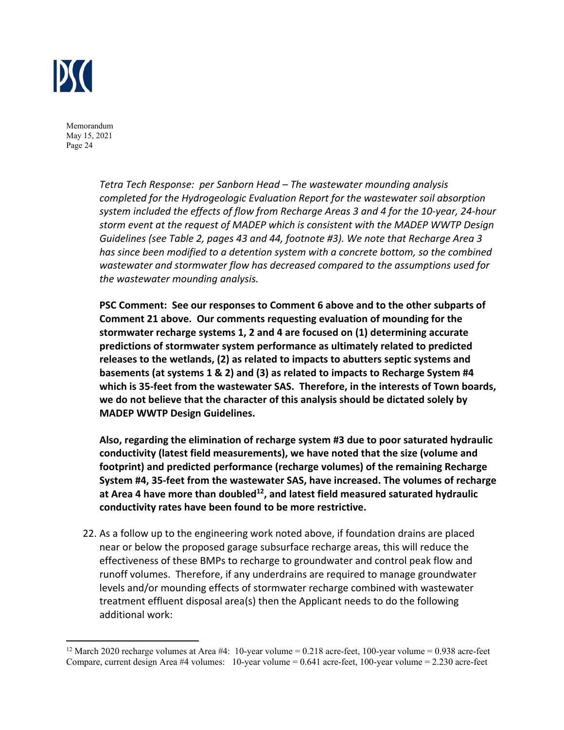*Tetra Tech Response: per Sanborn Head – The wastewater mounding analysis completed for the Hydrogeologic Evaluation Report for the wastewater soil absorption system included the effects of flow from Recharge Areas 3 and 4 for the 10-year, 24-hour storm event at the request of MADEP which is consistent with the MADEP WWTP Design Guidelines (see Table 2, pages 43 and 44, footnote #3). We note that Recharge Area 3 has since been modified to a detention system with a concrete bottom, so the combined wastewater and stormwater flow has decreased compared to the assumptions used for the wastewater mounding analysis.*

**PSC Comment: See our responses to Comment 6 above and to the other subparts of Comment 21 above. Our comments requesting evaluation of mounding for the stormwater recharge systems 1, 2 and 4 are focused on (1) determining accurate predictions of stormwater system performance as ultimately related to predicted releases to the wetlands, (2) as related to impacts to abutters septic systems and basements (at systems 1 & 2) and (3) as related to impacts to Recharge System #4 which is 35-feet from the wastewater SAS. Therefore, in the interests of Town boards, we do not believe that the character of this analysis should be dictated solely by MADEP WWTP Design Guidelines.**

**Also, regarding the elimination of recharge system #3 due to poor saturated hydraulic conductivity (latest field measurements), we have noted that the size (volume and footprint) and predicted performance (recharge volumes) of the remaining Recharge System #4, 35-feet from the wastewater SAS, have increased. The volumes of recharge at Area 4 have more than doubled[12], and latest field measured saturated hydraulic conductivity rates have been found to be more restrictive.**

22. As a follow up to the engineering work noted above, if foundation drains are placed near or below the proposed garage subsurface recharge areas, this will reduce the effectiveness of these BMPs to recharge to groundwater and control peak flow and runoff volumes. Therefore, if any underdrains are required to manage groundwater levels and/or mounding effects of stormwater recharge combined with wastewater treatment effluent disposal area(s) then the Applicant needs to do the following additional work:

---

[12] March 2020 recharge volumes at Area #4: 10-year volume = 0.218 acre-feet, 100-year volume = 0.938 acre-feet
Compare, current design Area #4 volumes: 10-year volume = 0.641 acre-feet, 100-year volume = 2.230 acre-feet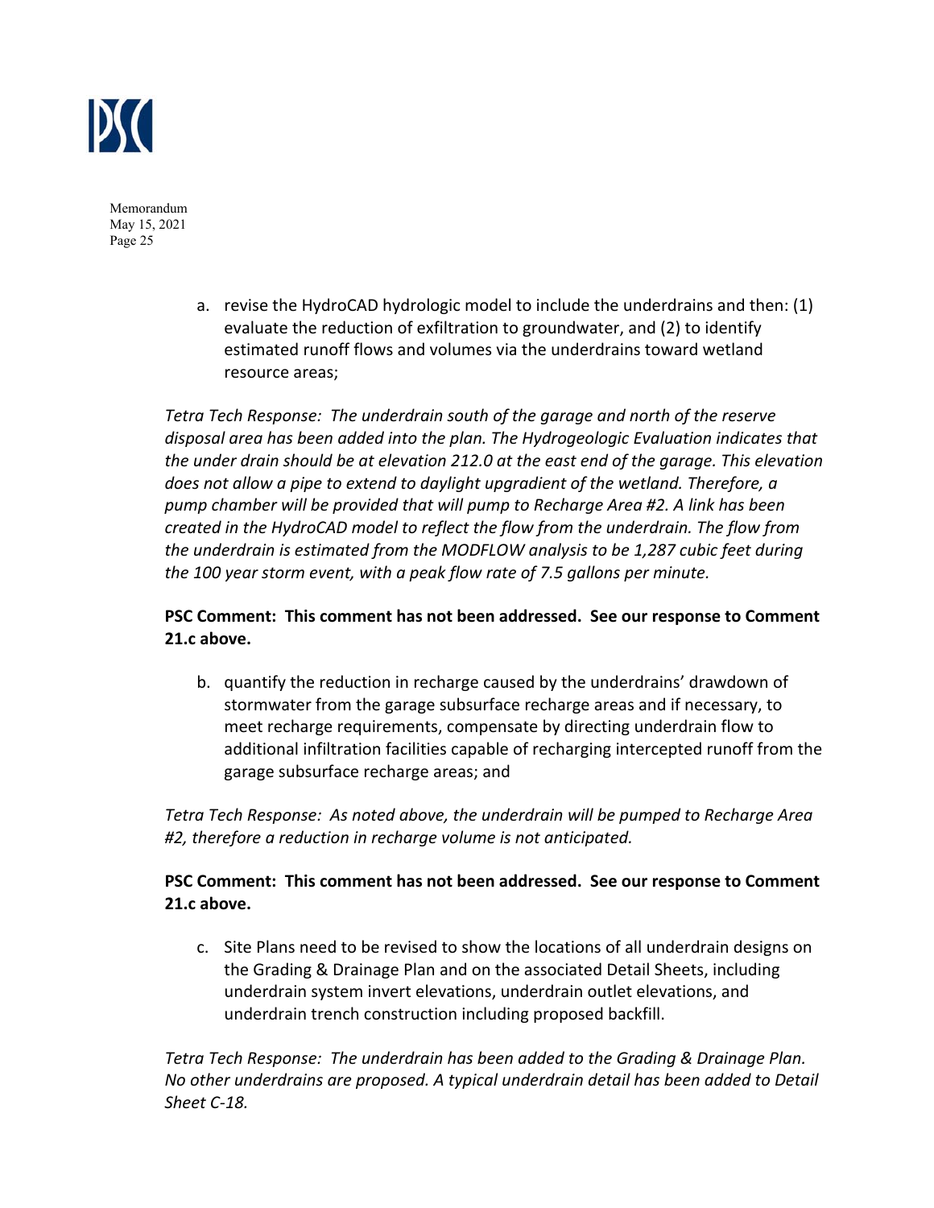a. revise the HydroCAD hydrologic model to include the underdrains and then: (1) evaluate the reduction of exfiltration to groundwater, and (2) to identify estimated runoff flows and volumes via the underdrains toward wetland resource areas;

*Tetra Tech Response: The underdrain south of the garage and north of the reserve disposal area has been added into the plan. The Hydrogeologic Evaluation indicates that the under drain should be at elevation 212.0 at the east end of the garage. This elevation does not allow a pipe to extend to daylight upgradient of the wetland. Therefore, a pump chamber will be provided that will pump to Recharge Area #2. A link has been created in the HydroCAD model to reflect the flow from the underdrain. The flow from the underdrain is estimated from the MODFLOW analysis to be 1,287 cubic feet during the 100 year storm event, with a peak flow rate of 7.5 gallons per minute.*

**PSC Comment: This comment has not been addressed. See our response to Comment 21.c above.**

b. quantify the reduction in recharge caused by the underdrains' drawdown of stormwater from the garage subsurface recharge areas and if necessary, to meet recharge requirements, compensate by directing underdrain flow to additional infiltration facilities capable of recharging intercepted runoff from the garage subsurface recharge areas; and

*Tetra Tech Response: As noted above, the underdrain will be pumped to Recharge Area #2, therefore a reduction in recharge volume is not anticipated.*

**PSC Comment: This comment has not been addressed. See our response to Comment 21.c above.**

c. Site Plans need to be revised to show the locations of all underdrain designs on the Grading & Drainage Plan and on the associated Detail Sheets, including underdrain system invert elevations, underdrain outlet elevations, and underdrain trench construction including proposed backfill.

*Tetra Tech Response: The underdrain has been added to the Grading & Drainage Plan. No other underdrains are proposed. A typical underdrain detail has been added to Detail Sheet C-18.*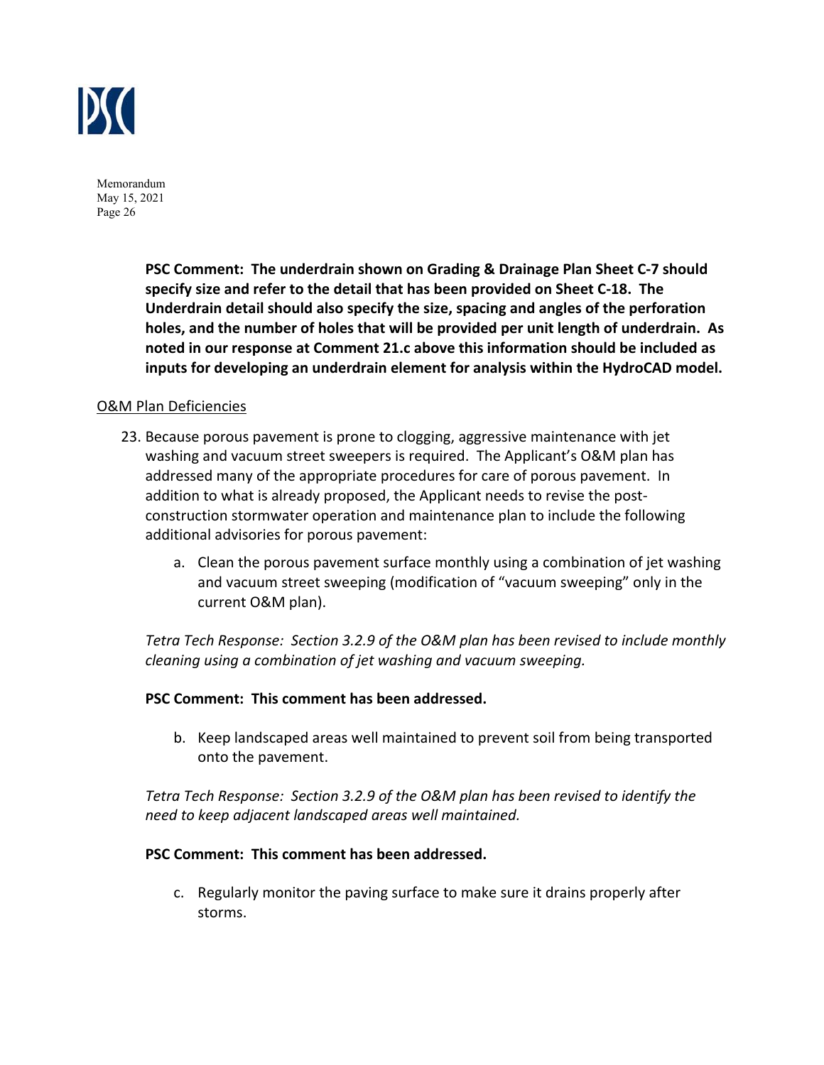**PSC Comment: The underdrain shown on Grading & Drainage Plan Sheet C-7 should specify size and refer to the detail that has been provided on Sheet C-18. The Underdrain detail should also specify the size, spacing and angles of the perforation holes, and the number of holes that will be provided per unit length of underdrain. As noted in our response at Comment 21.c above this information should be included as inputs for developing an underdrain element for analysis within the HydroCAD model.**

O&M Plan Deficiencies

23. Because porous pavement is prone to clogging, aggressive maintenance with jet washing and vacuum street sweepers is required. The Applicant's O&M plan has addressed many of the appropriate procedures for care of porous pavement. In addition to what is already proposed, the Applicant needs to revise the post-construction stormwater operation and maintenance plan to include the following additional advisories for porous pavement:

    a. Clean the porous pavement surface monthly using a combination of jet washing and vacuum street sweeping (modification of "vacuum sweeping" only in the current O&M plan).

    *Tetra Tech Response: Section 3.2.9 of the O&M plan has been revised to include monthly cleaning using a combination of jet washing and vacuum sweeping.*

    **PSC Comment: This comment has been addressed.**

    b. Keep landscaped areas well maintained to prevent soil from being transported onto the pavement.

    *Tetra Tech Response: Section 3.2.9 of the O&M plan has been revised to identify the need to keep adjacent landscaped areas well maintained.*

    **PSC Comment: This comment has been addressed.**

    c. Regularly monitor the paving surface to make sure it drains properly after storms.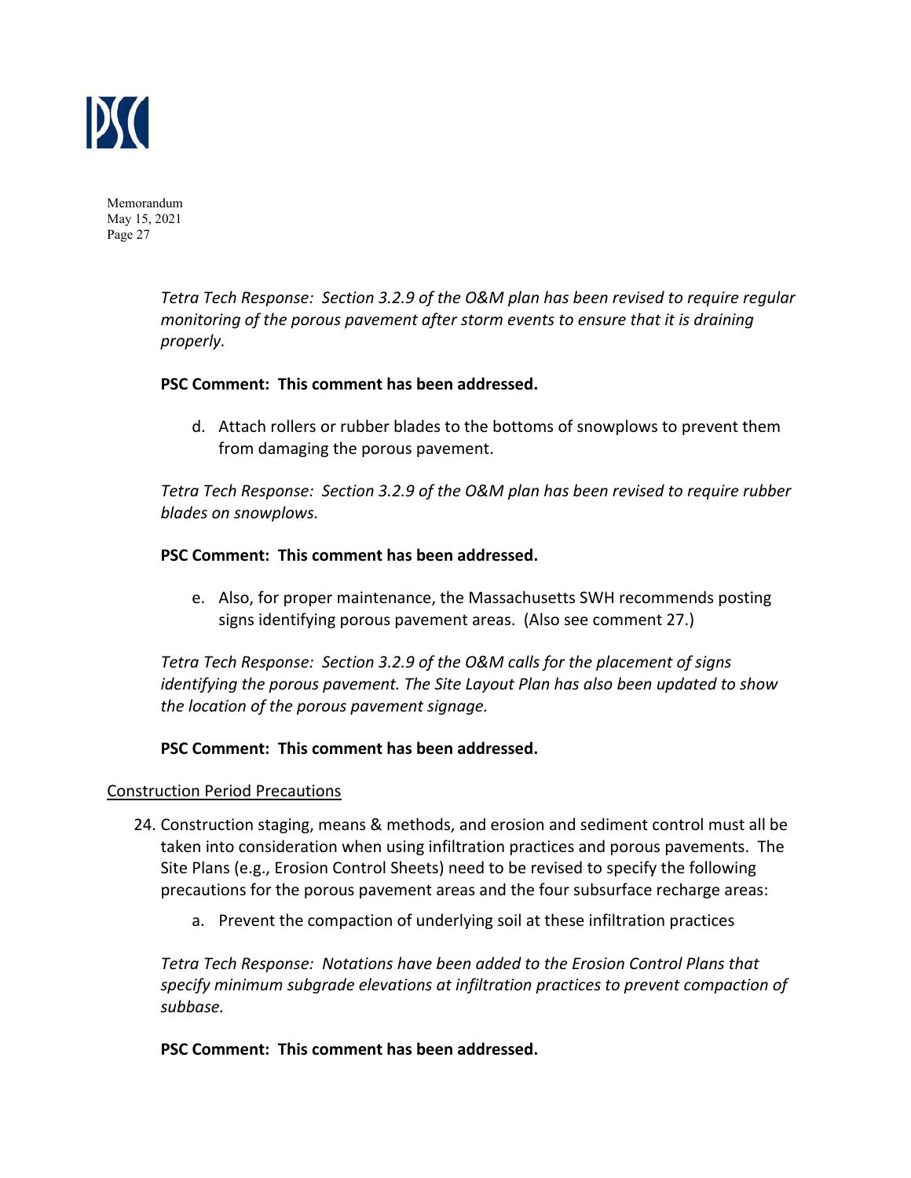*Tetra Tech Response: Section 3.2.9 of the O&M plan has been revised to require regular monitoring of the porous pavement after storm events to ensure that it is draining properly.*

**PSC Comment: This comment has been addressed.**

d. Attach rollers or rubber blades to the bottoms of snowplows to prevent them from damaging the porous pavement.

*Tetra Tech Response: Section 3.2.9 of the O&M plan has been revised to require rubber blades on snowplows.*

**PSC Comment: This comment has been addressed.**

e. Also, for proper maintenance, the Massachusetts SWH recommends posting signs identifying porous pavement areas. (Also see comment 27.)

*Tetra Tech Response: Section 3.2.9 of the O&M calls for the placement of signs identifying the porous pavement. The Site Layout Plan has also been updated to show the location of the porous pavement signage.*

**PSC Comment: This comment has been addressed.**

<u>Construction Period Precautions</u>

24. Construction staging, means & methods, and erosion and sediment control must all be taken into consideration when using infiltration practices and porous pavements. The Site Plans (e.g., Erosion Control Sheets) need to be revised to specify the following precautions for the porous pavement areas and the four subsurface recharge areas:

    a. Prevent the compaction of underlying soil at these infiltration practices

*Tetra Tech Response: Notations have been added to the Erosion Control Plans that specify minimum subgrade elevations at infiltration practices to prevent compaction of subbase.*

**PSC Comment: This comment has been addressed.**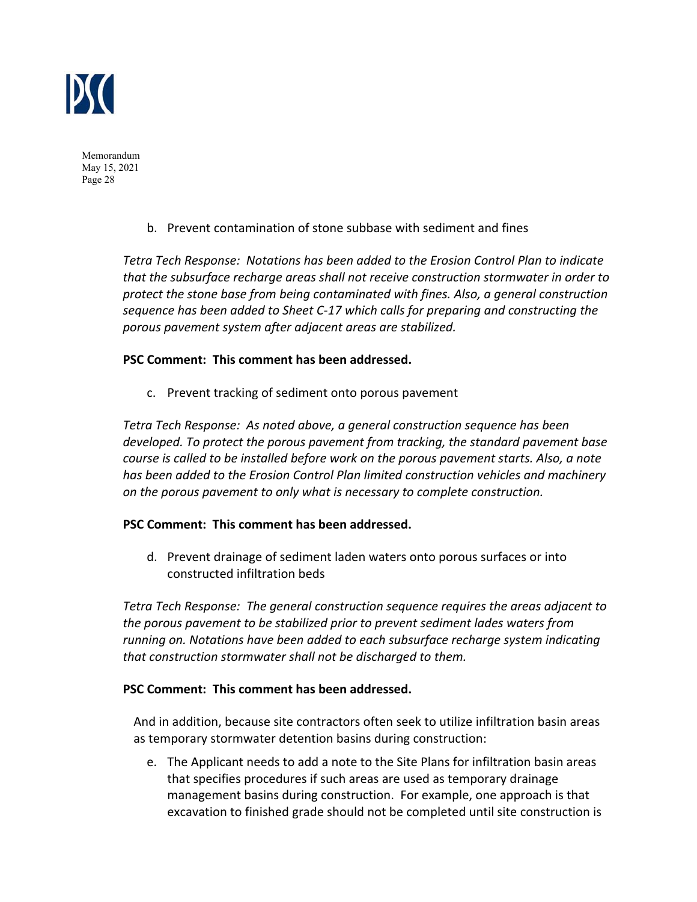b. Prevent contamination of stone subbase with sediment and fines

*Tetra Tech Response: Notations has been added to the Erosion Control Plan to indicate that the subsurface recharge areas shall not receive construction stormwater in order to protect the stone base from being contaminated with fines. Also, a general construction sequence has been added to Sheet C-17 which calls for preparing and constructing the porous pavement system after adjacent areas are stabilized.*

**PSC Comment: This comment has been addressed.**

c. Prevent tracking of sediment onto porous pavement

*Tetra Tech Response: As noted above, a general construction sequence has been developed. To protect the porous pavement from tracking, the standard pavement base course is called to be installed before work on the porous pavement starts. Also, a note has been added to the Erosion Control Plan limited construction vehicles and machinery on the porous pavement to only what is necessary to complete construction.*

**PSC Comment: This comment has been addressed.**

d. Prevent drainage of sediment laden waters onto porous surfaces or into constructed infiltration beds

*Tetra Tech Response: The general construction sequence requires the areas adjacent to the porous pavement to be stabilized prior to prevent sediment lades waters from running on. Notations have been added to each subsurface recharge system indicating that construction stormwater shall not be discharged to them.*

**PSC Comment: This comment has been addressed.**

And in addition, because site contractors often seek to utilize infiltration basin areas as temporary stormwater detention basins during construction:

e. The Applicant needs to add a note to the Site Plans for infiltration basin areas that specifies procedures if such areas are used as temporary drainage management basins during construction. For example, one approach is that excavation to finished grade should not be completed until site construction is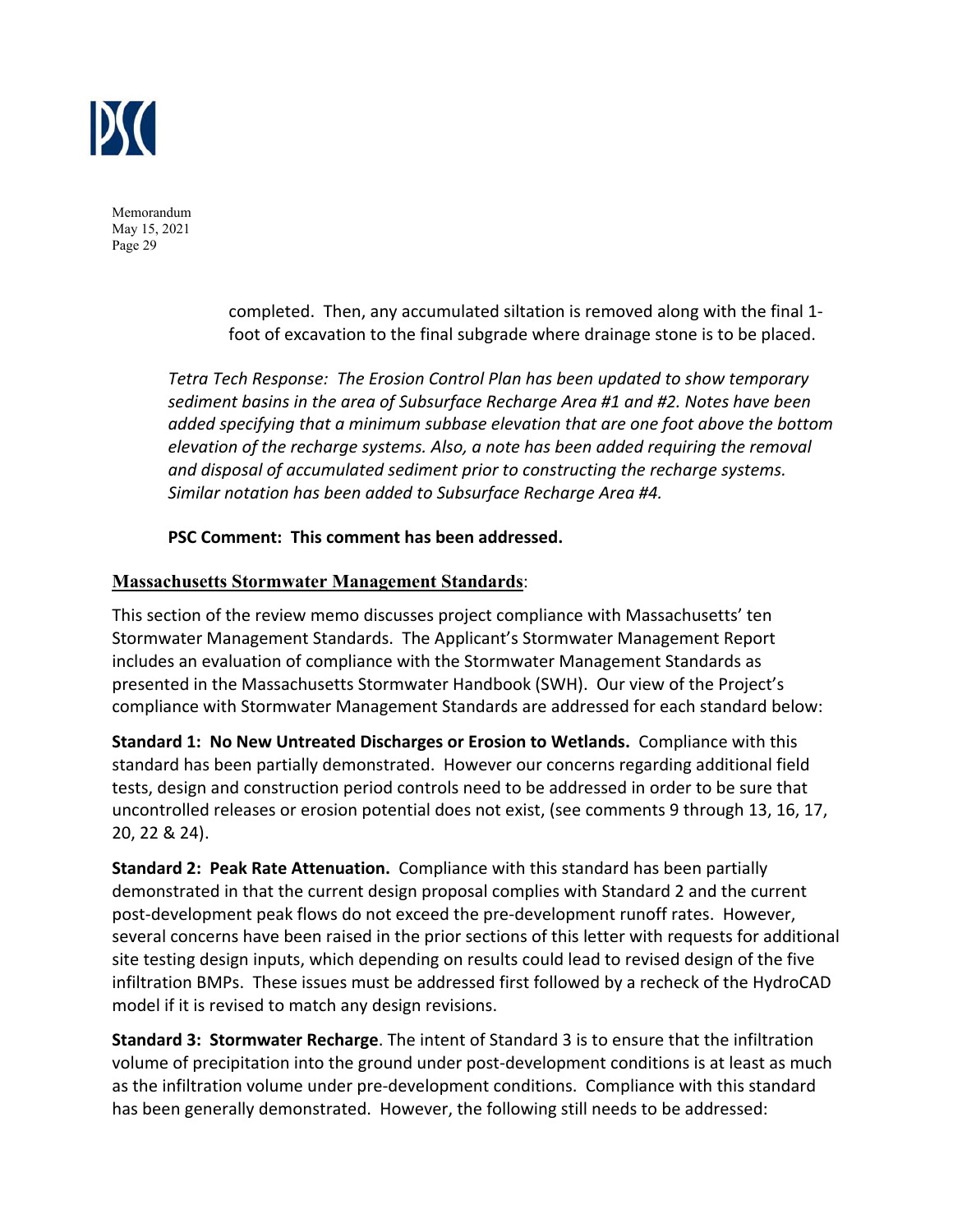completed. Then, any accumulated siltation is removed along with the final 1-foot of excavation to the final subgrade where drainage stone is to be placed.

*Tetra Tech Response: The Erosion Control Plan has been updated to show temporary sediment basins in the area of Subsurface Recharge Area #1 and #2. Notes have been added specifying that a minimum subbase elevation that are one foot above the bottom elevation of the recharge systems. Also, a note has been added requiring the removal and disposal of accumulated sediment prior to constructing the recharge systems. Similar notation has been added to Subsurface Recharge Area #4.*

**PSC Comment: This comment has been addressed.**

## Massachusetts Stormwater Management Standards:

This section of the review memo discusses project compliance with Massachusetts' ten Stormwater Management Standards. The Applicant's Stormwater Management Report includes an evaluation of compliance with the Stormwater Management Standards as presented in the Massachusetts Stormwater Handbook (SWH). Our view of the Project's compliance with Stormwater Management Standards are addressed for each standard below:

**Standard 1: No New Untreated Discharges or Erosion to Wetlands.** Compliance with this standard has been partially demonstrated. However our concerns regarding additional field tests, design and construction period controls need to be addressed in order to be sure that uncontrolled releases or erosion potential does not exist, (see comments 9 through 13, 16, 17, 20, 22 & 24).

**Standard 2: Peak Rate Attenuation.** Compliance with this standard has been partially demonstrated in that the current design proposal complies with Standard 2 and the current post-development peak flows do not exceed the pre-development runoff rates. However, several concerns have been raised in the prior sections of this letter with requests for additional site testing design inputs, which depending on results could lead to revised design of the five infiltration BMPs. These issues must be addressed first followed by a recheck of the HydroCAD model if it is revised to match any design revisions.

**Standard 3: Stormwater Recharge**. The intent of Standard 3 is to ensure that the infiltration volume of precipitation into the ground under post-development conditions is at least as much as the infiltration volume under pre-development conditions. Compliance with this standard has been generally demonstrated. However, the following still needs to be addressed: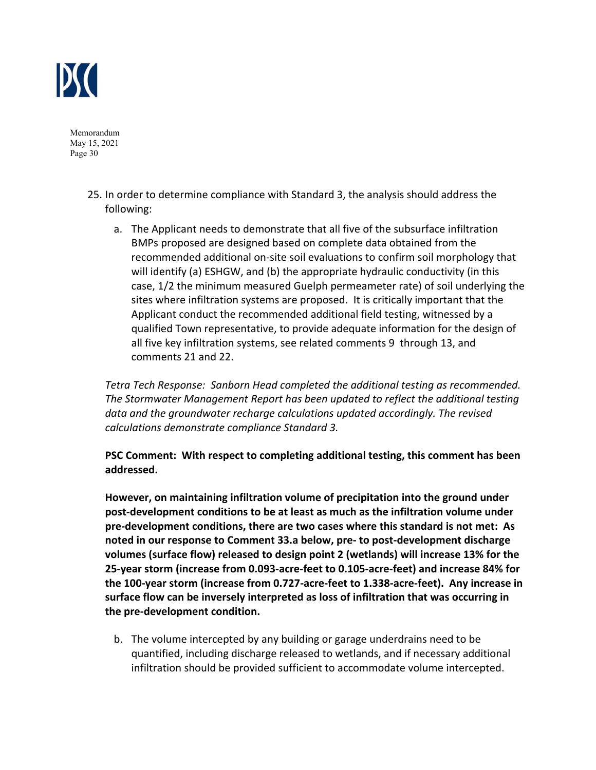25. In order to determine compliance with Standard 3, the analysis should address the following:

    a. The Applicant needs to demonstrate that all five of the subsurface infiltration BMPs proposed are designed based on complete data obtained from the recommended additional on-site soil evaluations to confirm soil morphology that will identify (a) ESHGW, and (b) the appropriate hydraulic conductivity (in this case, 1/2 the minimum measured Guelph permeameter rate) of soil underlying the sites where infiltration systems are proposed. It is critically important that the Applicant conduct the recommended additional field testing, witnessed by a qualified Town representative, to provide adequate information for the design of all five key infiltration systems, see related comments 9 through 13, and comments 21 and 22.

*Tetra Tech Response: Sanborn Head completed the additional testing as recommended. The Stormwater Management Report has been updated to reflect the additional testing data and the groundwater recharge calculations updated accordingly. The revised calculations demonstrate compliance Standard 3.*

**PSC Comment: With respect to completing additional testing, this comment has been addressed.**

**However, on maintaining infiltration volume of precipitation into the ground under post-development conditions to be at least as much as the infiltration volume under pre-development conditions, there are two cases where this standard is not met: As noted in our response to Comment 33.a below, pre- to post-development discharge volumes (surface flow) released to design point 2 (wetlands) will increase 13% for the 25-year storm (increase from 0.093-acre-feet to 0.105-acre-feet) and increase 84% for the 100-year storm (increase from 0.727-acre-feet to 1.338-acre-feet). Any increase in surface flow can be inversely interpreted as loss of infiltration that was occurring in the pre-development condition.**

    b. The volume intercepted by any building or garage underdrains need to be quantified, including discharge released to wetlands, and if necessary additional infiltration should be provided sufficient to accommodate volume intercepted.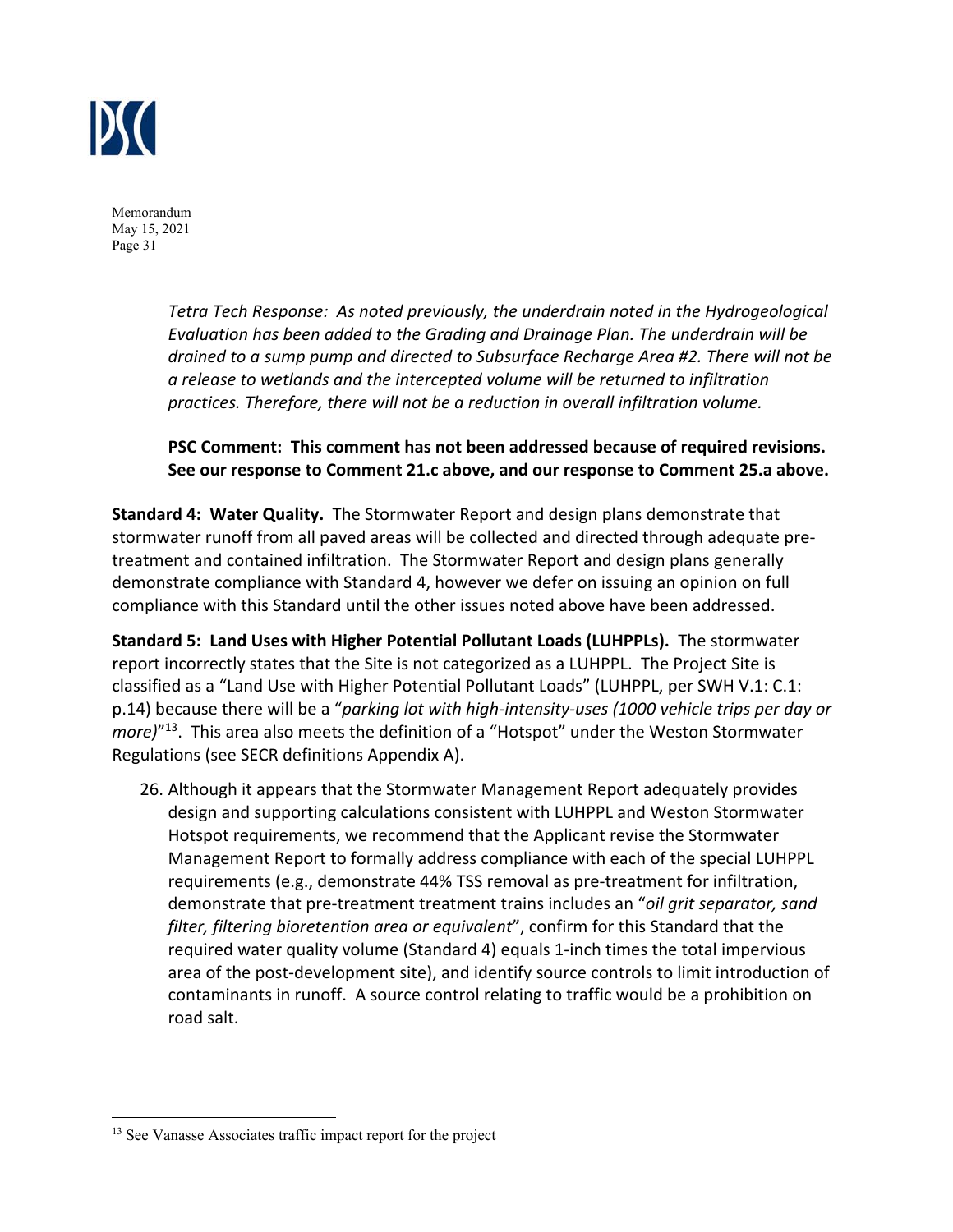*Tetra Tech Response: As noted previously, the underdrain noted in the Hydrogeological Evaluation has been added to the Grading and Drainage Plan. The underdrain will be drained to a sump pump and directed to Subsurface Recharge Area #2. There will not be a release to wetlands and the intercepted volume will be returned to infiltration practices. Therefore, there will not be a reduction in overall infiltration volume.*

**PSC Comment: This comment has not been addressed because of required revisions. See our response to Comment 21.c above, and our response to Comment 25.a above.**

**Standard 4: Water Quality.** The Stormwater Report and design plans demonstrate that stormwater runoff from all paved areas will be collected and directed through adequate pre-treatment and contained infiltration. The Stormwater Report and design plans generally demonstrate compliance with Standard 4, however we defer on issuing an opinion on full compliance with this Standard until the other issues noted above have been addressed.

**Standard 5: Land Uses with Higher Potential Pollutant Loads (LUHPPLs).** The stormwater report incorrectly states that the Site is not categorized as a LUHPPL. The Project Site is classified as a "Land Use with Higher Potential Pollutant Loads" (LUHPPL, per SWH V.1: C.1: p.14) because there will be a "*parking lot with high-intensity-uses (1000 vehicle trips per day or more)*"[13]. This area also meets the definition of a "Hotspot" under the Weston Stormwater Regulations (see SECR definitions Appendix A).

26. Although it appears that the Stormwater Management Report adequately provides design and supporting calculations consistent with LUHPPL and Weston Stormwater Hotspot requirements, we recommend that the Applicant revise the Stormwater Management Report to formally address compliance with each of the special LUHPPL requirements (e.g., demonstrate 44% TSS removal as pre-treatment for infiltration, demonstrate that pre-treatment treatment trains includes an "*oil grit separator, sand filter, filtering bioretention area or equivalent*", confirm for this Standard that the required water quality volume (Standard 4) equals 1-inch times the total impervious area of the post-development site), and identify source controls to limit introduction of contaminants in runoff. A source control relating to traffic would be a prohibition on road salt.

---

[13] See Vanasse Associates traffic impact report for the project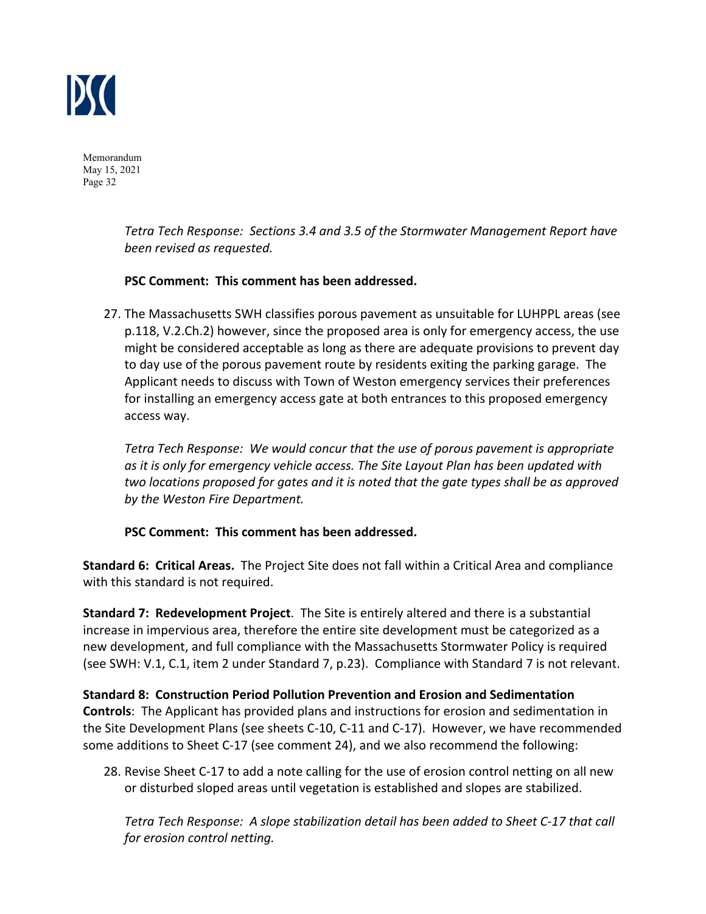*Tetra Tech Response: Sections 3.4 and 3.5 of the Stormwater Management Report have been revised as requested.*

**PSC Comment: This comment has been addressed.**

27. The Massachusetts SWH classifies porous pavement as unsuitable for LUHPPL areas (see p.118, V.2.Ch.2) however, since the proposed area is only for emergency access, the use might be considered acceptable as long as there are adequate provisions to prevent day to day use of the porous pavement route by residents exiting the parking garage. The Applicant needs to discuss with Town of Weston emergency services their preferences for installing an emergency access gate at both entrances to this proposed emergency access way.

    *Tetra Tech Response: We would concur that the use of porous pavement is appropriate as it is only for emergency vehicle access. The Site Layout Plan has been updated with two locations proposed for gates and it is noted that the gate types shall be as approved by the Weston Fire Department.*

    **PSC Comment: This comment has been addressed.**

**Standard 6: Critical Areas.** The Project Site does not fall within a Critical Area and compliance with this standard is not required.

**Standard 7: Redevelopment Project**. The Site is entirely altered and there is a substantial increase in impervious area, therefore the entire site development must be categorized as a new development, and full compliance with the Massachusetts Stormwater Policy is required (see SWH: V.1, C.1, item 2 under Standard 7, p.23). Compliance with Standard 7 is not relevant.

**Standard 8: Construction Period Pollution Prevention and Erosion and Sedimentation Controls**: The Applicant has provided plans and instructions for erosion and sedimentation in the Site Development Plans (see sheets C-10, C-11 and C-17). However, we have recommended some additions to Sheet C-17 (see comment 24), and we also recommend the following:

28. Revise Sheet C-17 to add a note calling for the use of erosion control netting on all new or disturbed sloped areas until vegetation is established and slopes are stabilized.

    *Tetra Tech Response: A slope stabilization detail has been added to Sheet C-17 that call for erosion control netting.*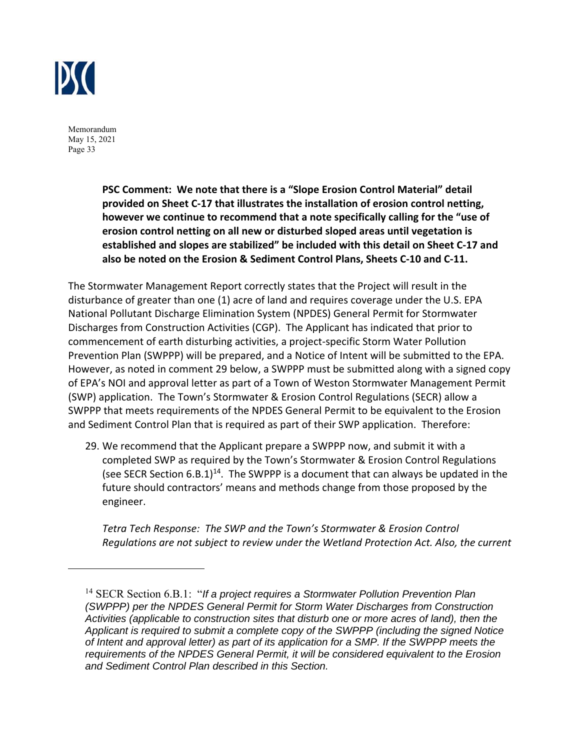**PSC Comment: We note that there is a "Slope Erosion Control Material" detail provided on Sheet C-17 that illustrates the installation of erosion control netting, however we continue to recommend that a note specifically calling for the "use of erosion control netting on all new or disturbed sloped areas until vegetation is established and slopes are stabilized" be included with this detail on Sheet C-17 and also be noted on the Erosion & Sediment Control Plans, Sheets C-10 and C-11.**

The Stormwater Management Report correctly states that the Project will result in the disturbance of greater than one (1) acre of land and requires coverage under the U.S. EPA National Pollutant Discharge Elimination System (NPDES) General Permit for Stormwater Discharges from Construction Activities (CGP). The Applicant has indicated that prior to commencement of earth disturbing activities, a project-specific Storm Water Pollution Prevention Plan (SWPPP) will be prepared, and a Notice of Intent will be submitted to the EPA. However, as noted in comment 29 below, a SWPPP must be submitted along with a signed copy of EPA's NOI and approval letter as part of a Town of Weston Stormwater Management Permit (SWP) application. The Town's Stormwater & Erosion Control Regulations (SECR) allow a SWPPP that meets requirements of the NPDES General Permit to be equivalent to the Erosion and Sediment Control Plan that is required as part of their SWP application. Therefore:

29. We recommend that the Applicant prepare a SWPPP now, and submit it with a completed SWP as required by the Town's Stormwater & Erosion Control Regulations (see SECR Section 6.B.1)[14]. The SWPPP is a document that can always be updated in the future should contractors' means and methods change from those proposed by the engineer.

    *Tetra Tech Response: The SWP and the Town's Stormwater & Erosion Control Regulations are not subject to review under the Wetland Protection Act. Also, the current*

---

[14] SECR Section 6.B.1: "*If a project requires a Stormwater Pollution Prevention Plan (SWPPP) per the NPDES General Permit for Storm Water Discharges from Construction Activities (applicable to construction sites that disturb one or more acres of land), then the Applicant is required to submit a complete copy of the SWPPP (including the signed Notice of Intent and approval letter) as part of its application for a SMP. If the SWPPP meets the requirements of the NPDES General Permit, it will be considered equivalent to the Erosion and Sediment Control Plan described in this Section.*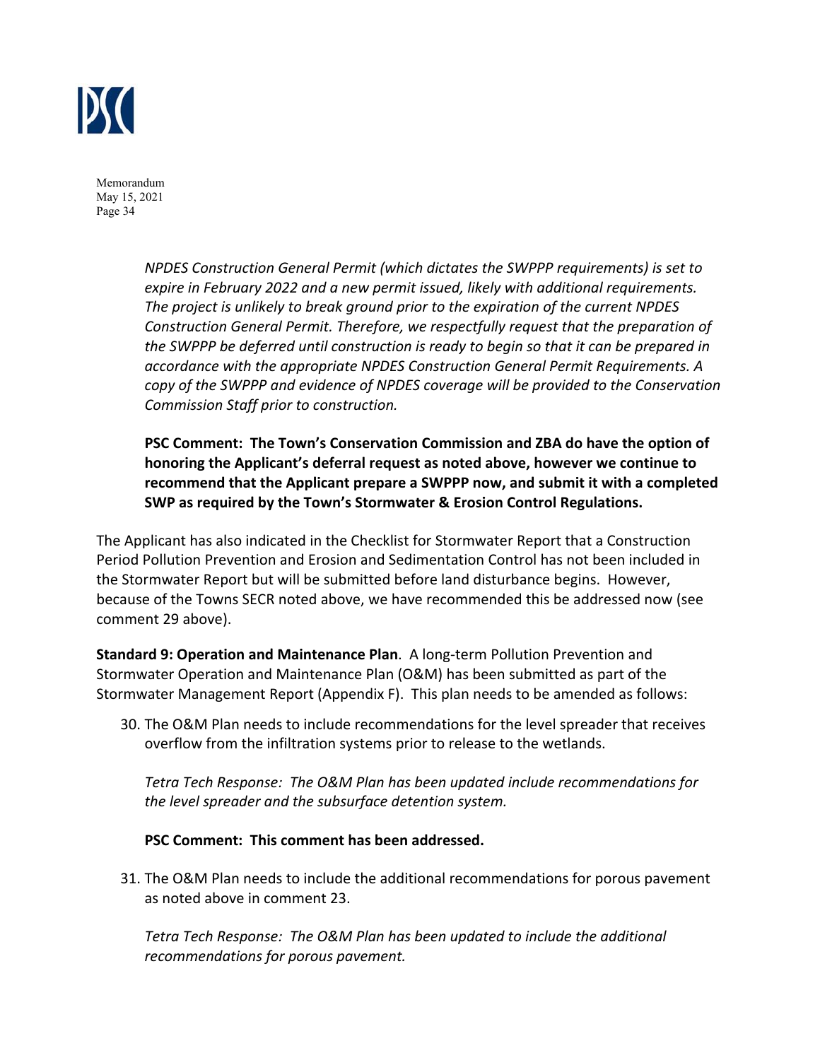*NPDES Construction General Permit (which dictates the SWPPP requirements) is set to expire in February 2022 and a new permit issued, likely with additional requirements. The project is unlikely to break ground prior to the expiration of the current NPDES Construction General Permit. Therefore, we respectfully request that the preparation of the SWPPP be deferred until construction is ready to begin so that it can be prepared in accordance with the appropriate NPDES Construction General Permit Requirements. A copy of the SWPPP and evidence of NPDES coverage will be provided to the Conservation Commission Staff prior to construction.*

**PSC Comment: The Town's Conservation Commission and ZBA do have the option of honoring the Applicant's deferral request as noted above, however we continue to recommend that the Applicant prepare a SWPPP now, and submit it with a completed SWP as required by the Town's Stormwater & Erosion Control Regulations.**

The Applicant has also indicated in the Checklist for Stormwater Report that a Construction Period Pollution Prevention and Erosion and Sedimentation Control has not been included in the Stormwater Report but will be submitted before land disturbance begins. However, because of the Towns SECR noted above, we have recommended this be addressed now (see comment 29 above).

**Standard 9: Operation and Maintenance Plan**. A long-term Pollution Prevention and Stormwater Operation and Maintenance Plan (O&M) has been submitted as part of the Stormwater Management Report (Appendix F). This plan needs to be amended as follows:

30. The O&M Plan needs to include recommendations for the level spreader that receives overflow from the infiltration systems prior to release to the wetlands.

    *Tetra Tech Response: The O&M Plan has been updated include recommendations for the level spreader and the subsurface detention system.*

    **PSC Comment: This comment has been addressed.**

31. The O&M Plan needs to include the additional recommendations for porous pavement as noted above in comment 23.

    *Tetra Tech Response: The O&M Plan has been updated to include the additional recommendations for porous pavement.*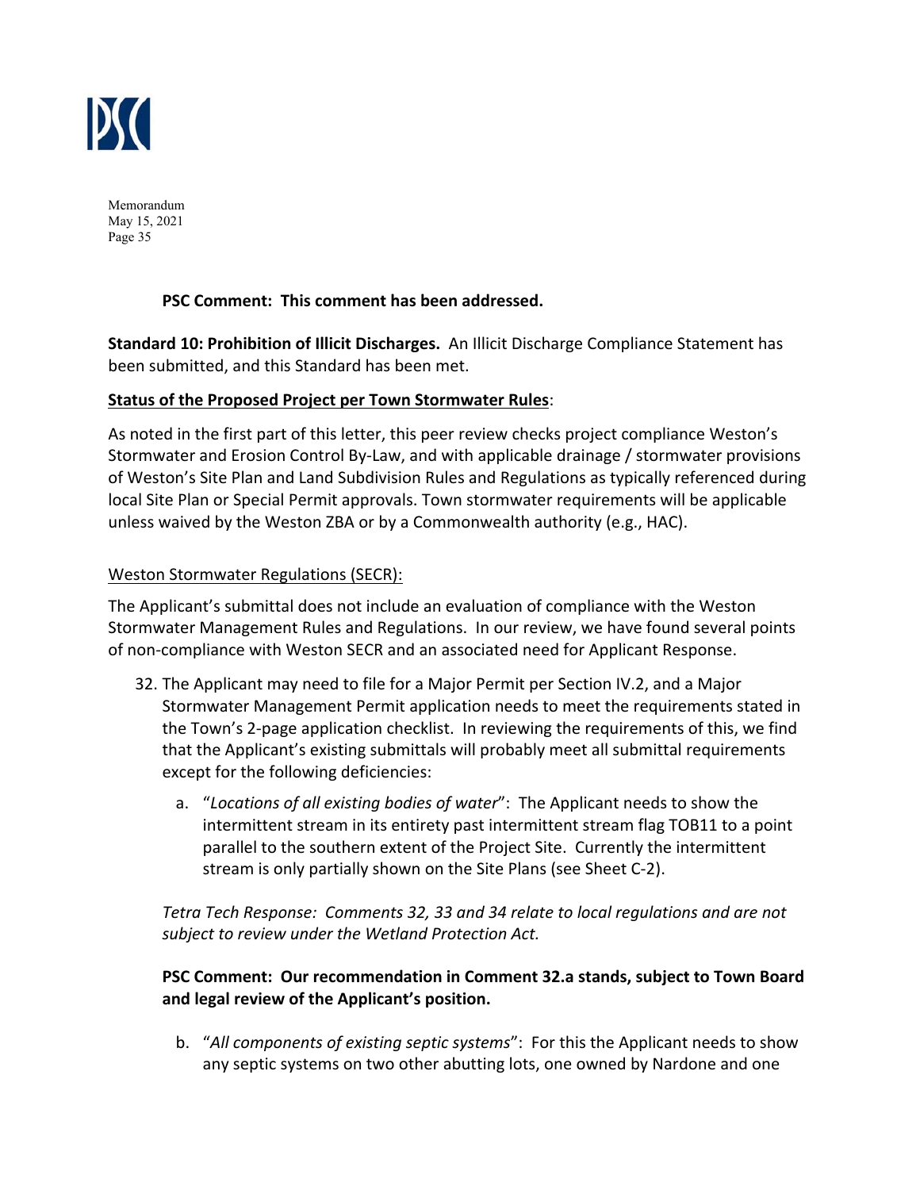**PSC Comment: This comment has been addressed.**

**Standard 10: Prohibition of Illicit Discharges.** An Illicit Discharge Compliance Statement has been submitted, and this Standard has been met.

**Status of the Proposed Project per Town Stormwater Rules**:

As noted in the first part of this letter, this peer review checks project compliance Weston's Stormwater and Erosion Control By-Law, and with applicable drainage / stormwater provisions of Weston's Site Plan and Land Subdivision Rules and Regulations as typically referenced during local Site Plan or Special Permit approvals. Town stormwater requirements will be applicable unless waived by the Weston ZBA or by a Commonwealth authority (e.g., HAC).

Weston Stormwater Regulations (SECR):

The Applicant's submittal does not include an evaluation of compliance with the Weston Stormwater Management Rules and Regulations. In our review, we have found several points of non-compliance with Weston SECR and an associated need for Applicant Response.

32. The Applicant may need to file for a Major Permit per Section IV.2, and a Major Stormwater Management Permit application needs to meet the requirements stated in the Town's 2-page application checklist. In reviewing the requirements of this, we find that the Applicant's existing submittals will probably meet all submittal requirements except for the following deficiencies:

    a. "*Locations of all existing bodies of water*": The Applicant needs to show the intermittent stream in its entirety past intermittent stream flag TOB11 to a point parallel to the southern extent of the Project Site. Currently the intermittent stream is only partially shown on the Site Plans (see Sheet C-2).

    *Tetra Tech Response: Comments 32, 33 and 34 relate to local regulations and are not subject to review under the Wetland Protection Act.*

    **PSC Comment: Our recommendation in Comment 32.a stands, subject to Town Board and legal review of the Applicant's position.**

    b. "*All components of existing septic systems*": For this the Applicant needs to show any septic systems on two other abutting lots, one owned by Nardone and one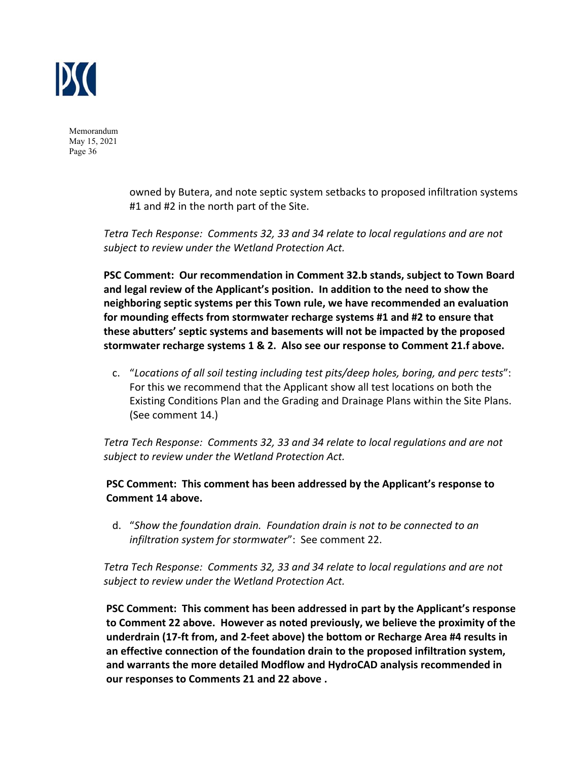owned by Butera, and note septic system setbacks to proposed infiltration systems #1 and #2 in the north part of the Site.

*Tetra Tech Response: Comments 32, 33 and 34 relate to local regulations and are not subject to review under the Wetland Protection Act.*

**PSC Comment: Our recommendation in Comment 32.b stands, subject to Town Board and legal review of the Applicant's position. In addition to the need to show the neighboring septic systems per this Town rule, we have recommended an evaluation for mounding effects from stormwater recharge systems #1 and #2 to ensure that these abutters' septic systems and basements will not be impacted by the proposed stormwater recharge systems 1 & 2. Also see our response to Comment 21.f above.**

c. "*Locations of all soil testing including test pits/deep holes, boring, and perc tests*": For this we recommend that the Applicant show all test locations on both the Existing Conditions Plan and the Grading and Drainage Plans within the Site Plans. (See comment 14.)

*Tetra Tech Response: Comments 32, 33 and 34 relate to local regulations and are not subject to review under the Wetland Protection Act.*

**PSC Comment: This comment has been addressed by the Applicant's response to Comment 14 above.**

d. "*Show the foundation drain. Foundation drain is not to be connected to an infiltration system for stormwater*": See comment 22.

*Tetra Tech Response: Comments 32, 33 and 34 relate to local regulations and are not subject to review under the Wetland Protection Act.*

**PSC Comment: This comment has been addressed in part by the Applicant's response to Comment 22 above. However as noted previously, we believe the proximity of the underdrain (17-ft from, and 2-feet above) the bottom or Recharge Area #4 results in an effective connection of the foundation drain to the proposed infiltration system, and warrants the more detailed Modflow and HydroCAD analysis recommended in our responses to Comments 21 and 22 above .**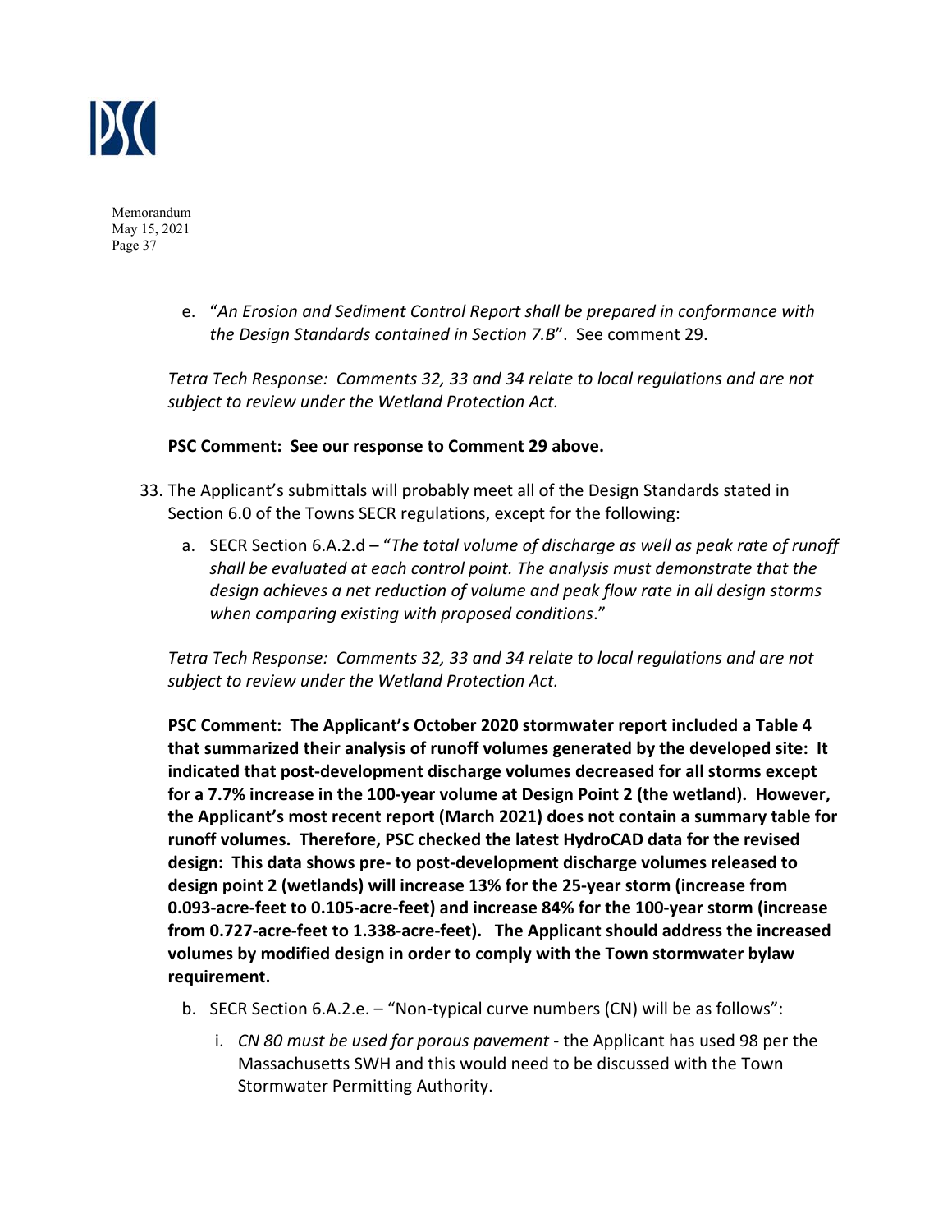e. "*An Erosion and Sediment Control Report shall be prepared in conformance with the Design Standards contained in Section 7.B*". See comment 29.

*Tetra Tech Response: Comments 32, 33 and 34 relate to local regulations and are not subject to review under the Wetland Protection Act.*

**PSC Comment: See our response to Comment 29 above.**

33. The Applicant's submittals will probably meet all of the Design Standards stated in Section 6.0 of the Towns SECR regulations, except for the following:

    a. SECR Section 6.A.2.d – "*The total volume of discharge as well as peak rate of runoff shall be evaluated at each control point. The analysis must demonstrate that the design achieves a net reduction of volume and peak flow rate in all design storms when comparing existing with proposed conditions*."

*Tetra Tech Response: Comments 32, 33 and 34 relate to local regulations and are not subject to review under the Wetland Protection Act.*

**PSC Comment: The Applicant's October 2020 stormwater report included a Table 4 that summarized their analysis of runoff volumes generated by the developed site: It indicated that post-development discharge volumes decreased for all storms except for a 7.7% increase in the 100-year volume at Design Point 2 (the wetland). However, the Applicant's most recent report (March 2021) does not contain a summary table for runoff volumes. Therefore, PSC checked the latest HydroCAD data for the revised design: This data shows pre- to post-development discharge volumes released to design point 2 (wetlands) will increase 13% for the 25-year storm (increase from 0.093-acre-feet to 0.105-acre-feet) and increase 84% for the 100-year storm (increase from 0.727-acre-feet to 1.338-acre-feet). The Applicant should address the increased volumes by modified design in order to comply with the Town stormwater bylaw requirement.**

    b. SECR Section 6.A.2.e. – "Non-typical curve numbers (CN) will be as follows":

        i. *CN 80 must be used for porous pavement* - the Applicant has used 98 per the Massachusetts SWH and this would need to be discussed with the Town Stormwater Permitting Authority.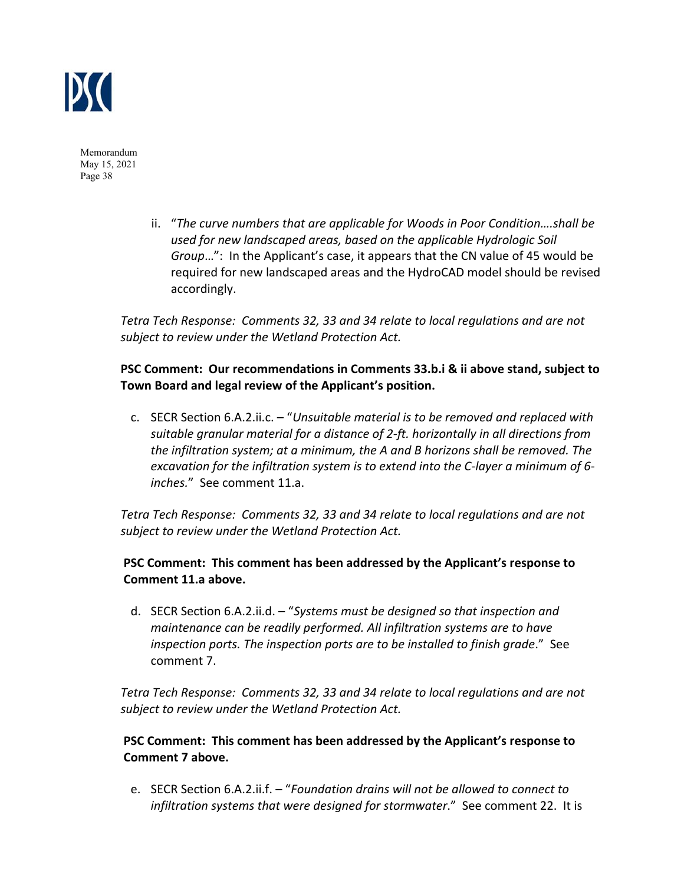ii. "*The curve numbers that are applicable for Woods in Poor Condition….shall be used for new landscaped areas, based on the applicable Hydrologic Soil Group*…": In the Applicant's case, it appears that the CN value of 45 would be required for new landscaped areas and the HydroCAD model should be revised accordingly.

*Tetra Tech Response: Comments 32, 33 and 34 relate to local regulations and are not subject to review under the Wetland Protection Act.*

**PSC Comment: Our recommendations in Comments 33.b.i & ii above stand, subject to Town Board and legal review of the Applicant's position.**

c. SECR Section 6.A.2.ii.c. – "*Unsuitable material is to be removed and replaced with suitable granular material for a distance of 2-ft. horizontally in all directions from the infiltration system; at a minimum, the A and B horizons shall be removed. The excavation for the infiltration system is to extend into the C-layer a minimum of 6-inches.*" See comment 11.a.

*Tetra Tech Response: Comments 32, 33 and 34 relate to local regulations and are not subject to review under the Wetland Protection Act.*

**PSC Comment: This comment has been addressed by the Applicant's response to Comment 11.a above.**

d. SECR Section 6.A.2.ii.d. – "*Systems must be designed so that inspection and maintenance can be readily performed. All infiltration systems are to have inspection ports. The inspection ports are to be installed to finish grade*." See comment 7.

*Tetra Tech Response: Comments 32, 33 and 34 relate to local regulations and are not subject to review under the Wetland Protection Act.*

**PSC Comment: This comment has been addressed by the Applicant's response to Comment 7 above.**

e. SECR Section 6.A.2.ii.f. – "*Foundation drains will not be allowed to connect to infiltration systems that were designed for stormwater*." See comment 22. It is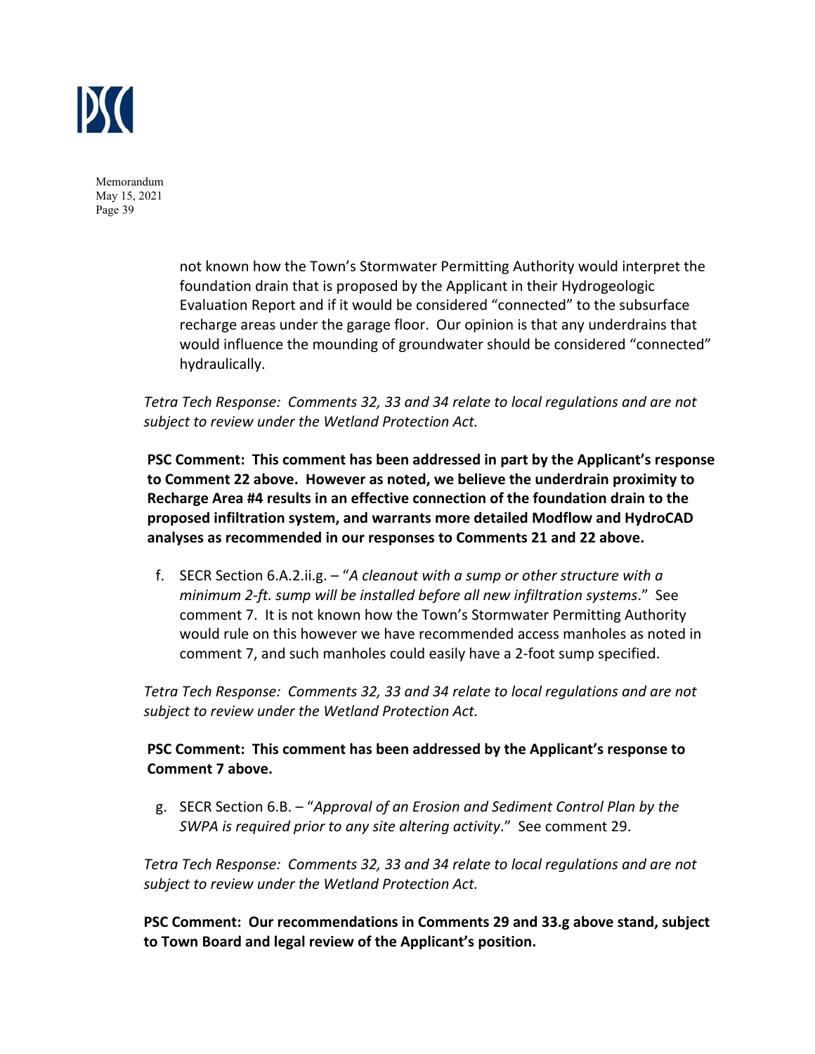not known how the Town's Stormwater Permitting Authority would interpret the foundation drain that is proposed by the Applicant in their Hydrogeologic Evaluation Report and if it would be considered "connected" to the subsurface recharge areas under the garage floor. Our opinion is that any underdrains that would influence the mounding of groundwater should be considered "connected" hydraulically.

*Tetra Tech Response: Comments 32, 33 and 34 relate to local regulations and are not subject to review under the Wetland Protection Act.*

**PSC Comment: This comment has been addressed in part by the Applicant's response to Comment 22 above. However as noted, we believe the underdrain proximity to Recharge Area #4 results in an effective connection of the foundation drain to the proposed infiltration system, and warrants more detailed Modflow and HydroCAD analyses as recommended in our responses to Comments 21 and 22 above.**

f. SECR Section 6.A.2.ii.g. – "*A cleanout with a sump or other structure with a minimum 2-ft. sump will be installed before all new infiltration systems*." See comment 7. It is not known how the Town's Stormwater Permitting Authority would rule on this however we have recommended access manholes as noted in comment 7, and such manholes could easily have a 2-foot sump specified.

*Tetra Tech Response: Comments 32, 33 and 34 relate to local regulations and are not subject to review under the Wetland Protection Act.*

**PSC Comment: This comment has been addressed by the Applicant's response to Comment 7 above.**

g. SECR Section 6.B. – "*Approval of an Erosion and Sediment Control Plan by the SWPA is required prior to any site altering activity*." See comment 29.

*Tetra Tech Response: Comments 32, 33 and 34 relate to local regulations and are not subject to review under the Wetland Protection Act.*

**PSC Comment: Our recommendations in Comments 29 and 33.g above stand, subject to Town Board and legal review of the Applicant's position.**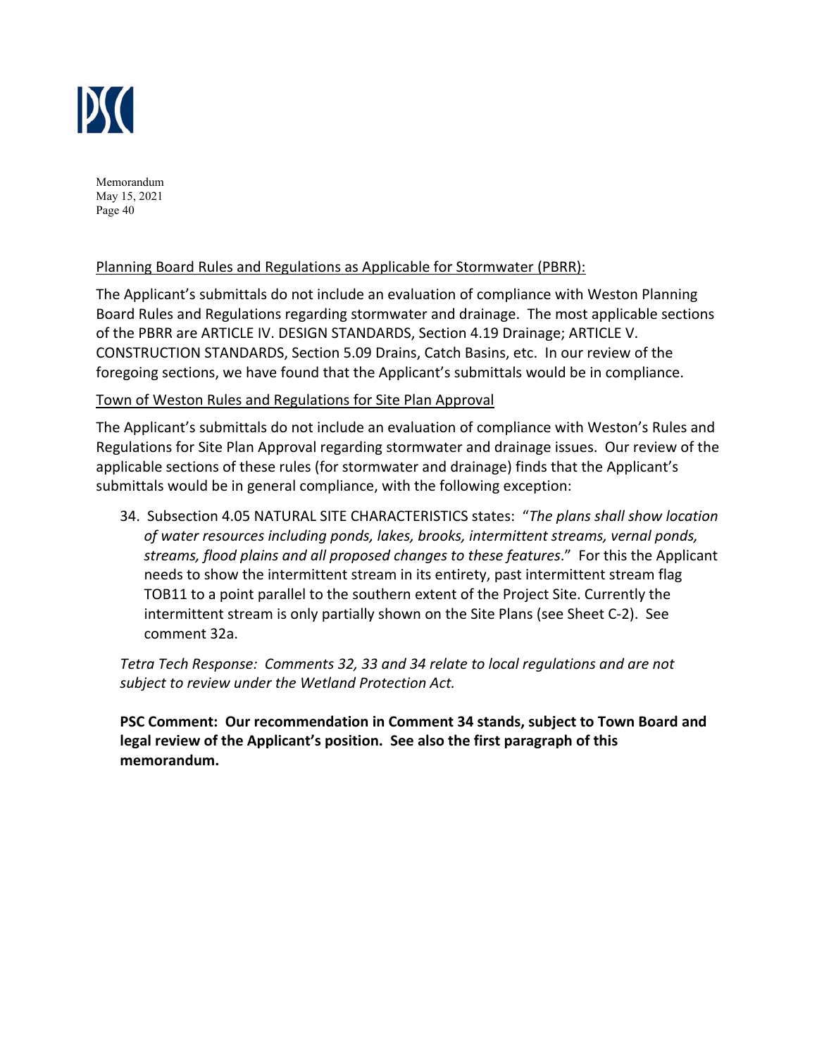Planning Board Rules and Regulations as Applicable for Stormwater (PBRR):

The Applicant's submittals do not include an evaluation of compliance with Weston Planning Board Rules and Regulations regarding stormwater and drainage. The most applicable sections of the PBRR are ARTICLE IV. DESIGN STANDARDS, Section 4.19 Drainage; ARTICLE V. CONSTRUCTION STANDARDS, Section 5.09 Drains, Catch Basins, etc. In our review of the foregoing sections, we have found that the Applicant's submittals would be in compliance.

Town of Weston Rules and Regulations for Site Plan Approval

The Applicant's submittals do not include an evaluation of compliance with Weston's Rules and Regulations for Site Plan Approval regarding stormwater and drainage issues. Our review of the applicable sections of these rules (for stormwater and drainage) finds that the Applicant's submittals would be in general compliance, with the following exception:

34. Subsection 4.05 NATURAL SITE CHARACTERISTICS states: "*The plans shall show location of water resources including ponds, lakes, brooks, intermittent streams, vernal ponds, streams, flood plains and all proposed changes to these features*." For this the Applicant needs to show the intermittent stream in its entirety, past intermittent stream flag TOB11 to a point parallel to the southern extent of the Project Site. Currently the intermittent stream is only partially shown on the Site Plans (see Sheet C-2). See comment 32a.

*Tetra Tech Response: Comments 32, 33 and 34 relate to local regulations and are not subject to review under the Wetland Protection Act.*

**PSC Comment: Our recommendation in Comment 34 stands, subject to Town Board and legal review of the Applicant's position. See also the first paragraph of this memorandum.**